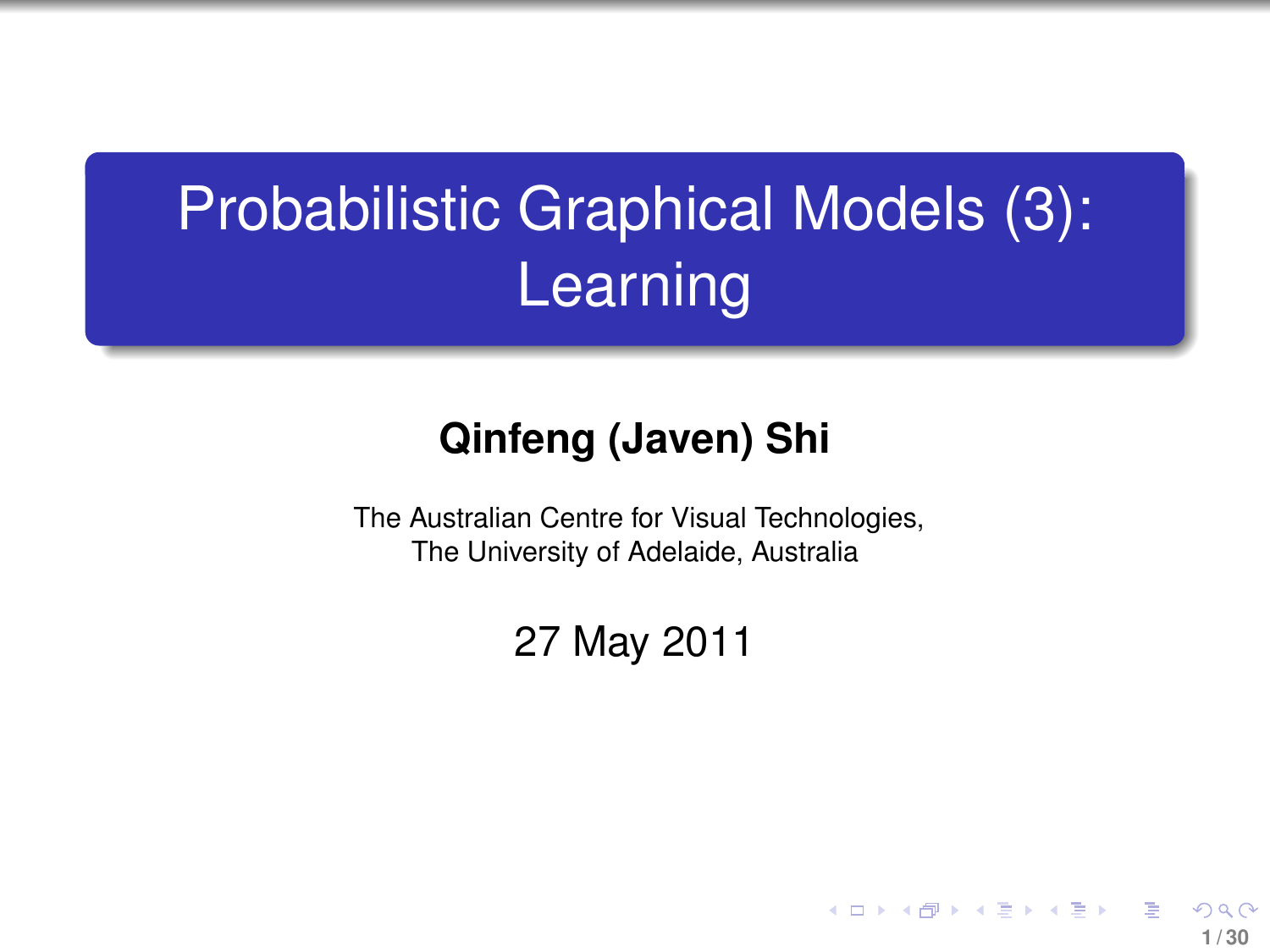# Probabilistic Graphical Models (3): Learning

**Qinfeng (Javen) Shi**

The Australian Centre for Visual Technologies,
The University of Adelaide, Australia

27 May 2011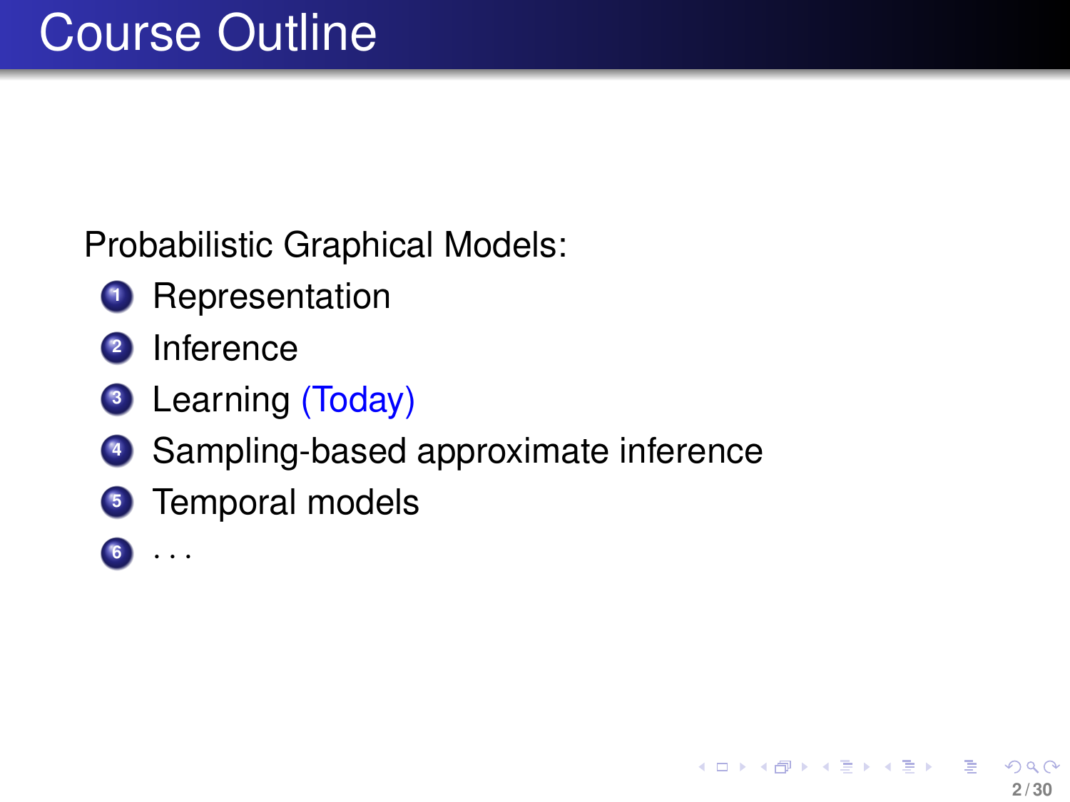# Course Outline

Probabilistic Graphical Models:

1. Representation
2. Inference
3. Learning (Today)
4. Sampling-based approximate inference
5. Temporal models
6. ...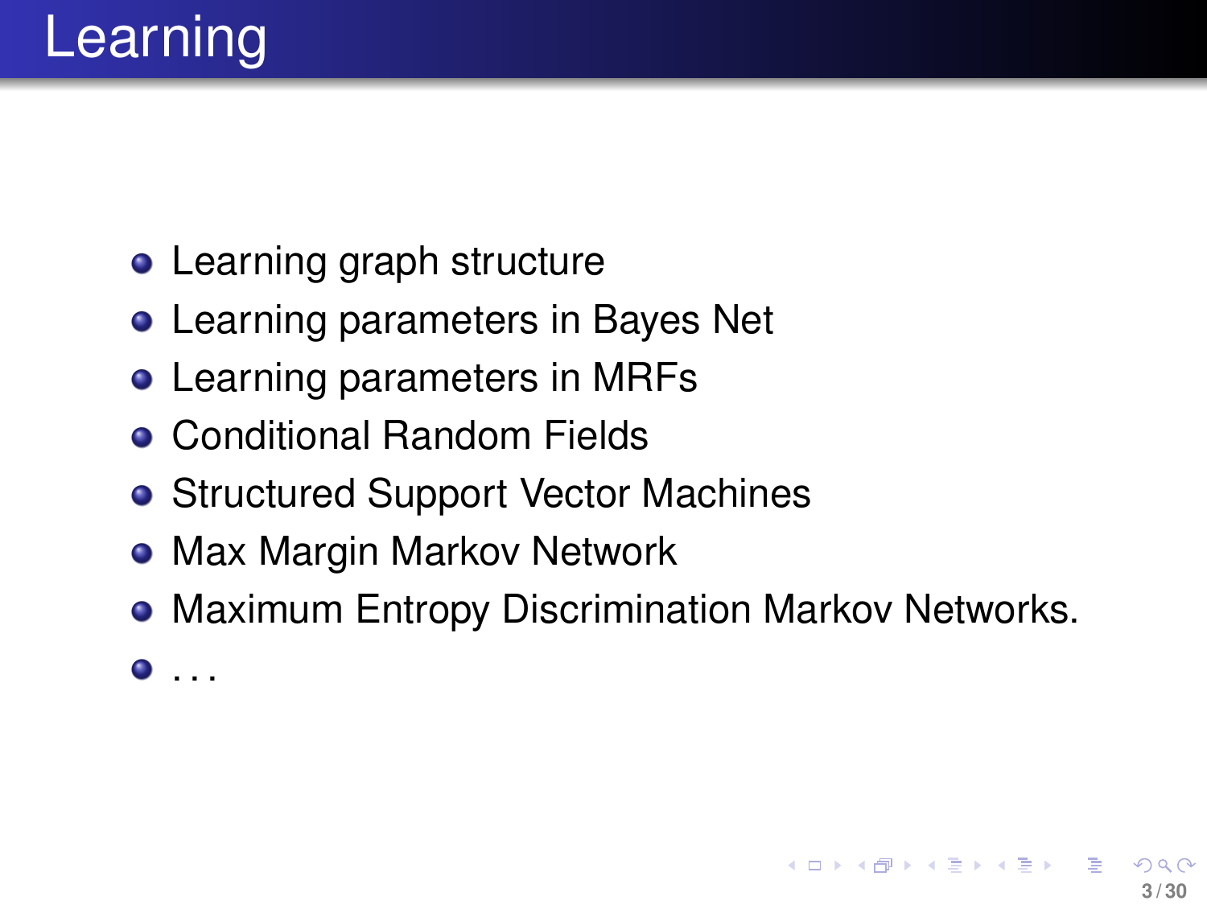# Learning

- Learning graph structure
- Learning parameters in Bayes Net
- Learning parameters in MRFs
- Conditional Random Fields
- Structured Support Vector Machines
- Max Margin Markov Network
- Maximum Entropy Discrimination Markov Networks.
- ...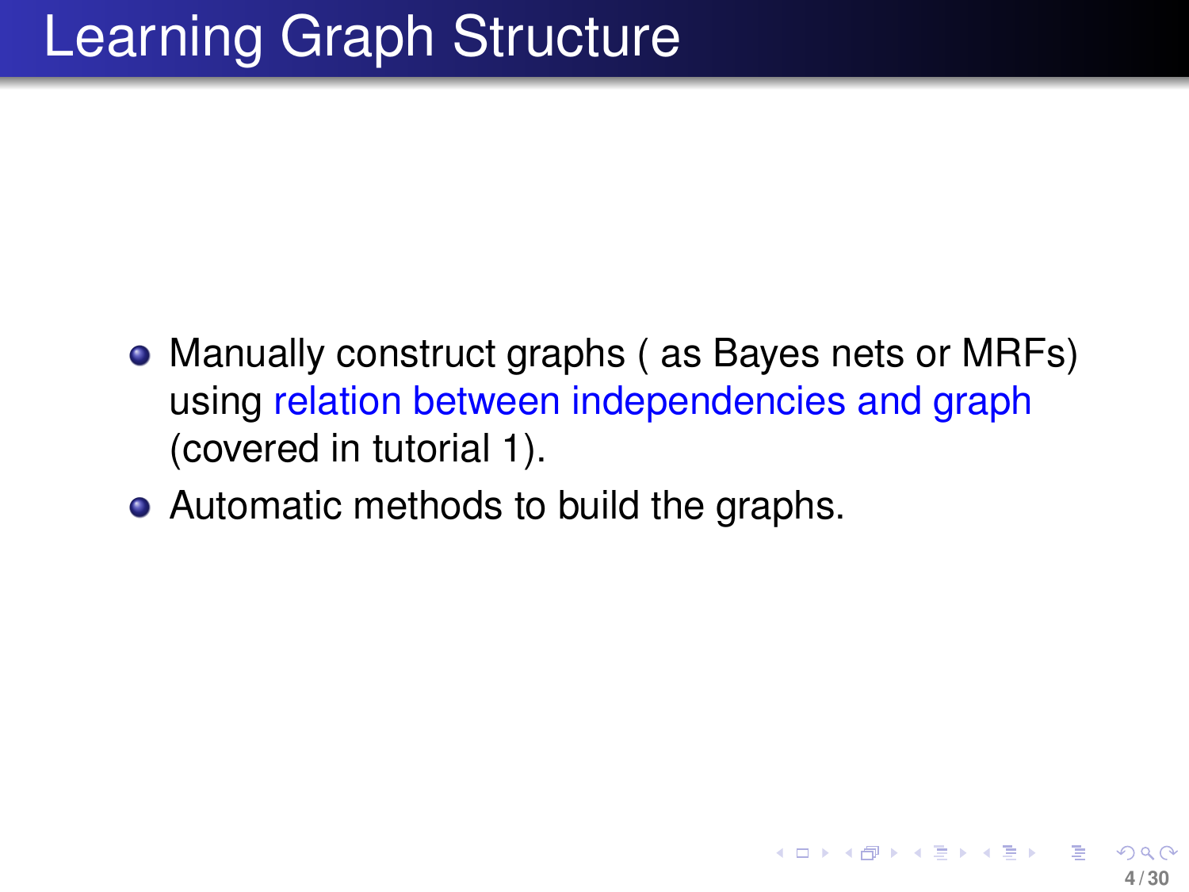# Learning Graph Structure

- Manually construct graphs ( as Bayes nets or MRFs) using relation between independencies and graph (covered in tutorial 1).
- Automatic methods to build the graphs.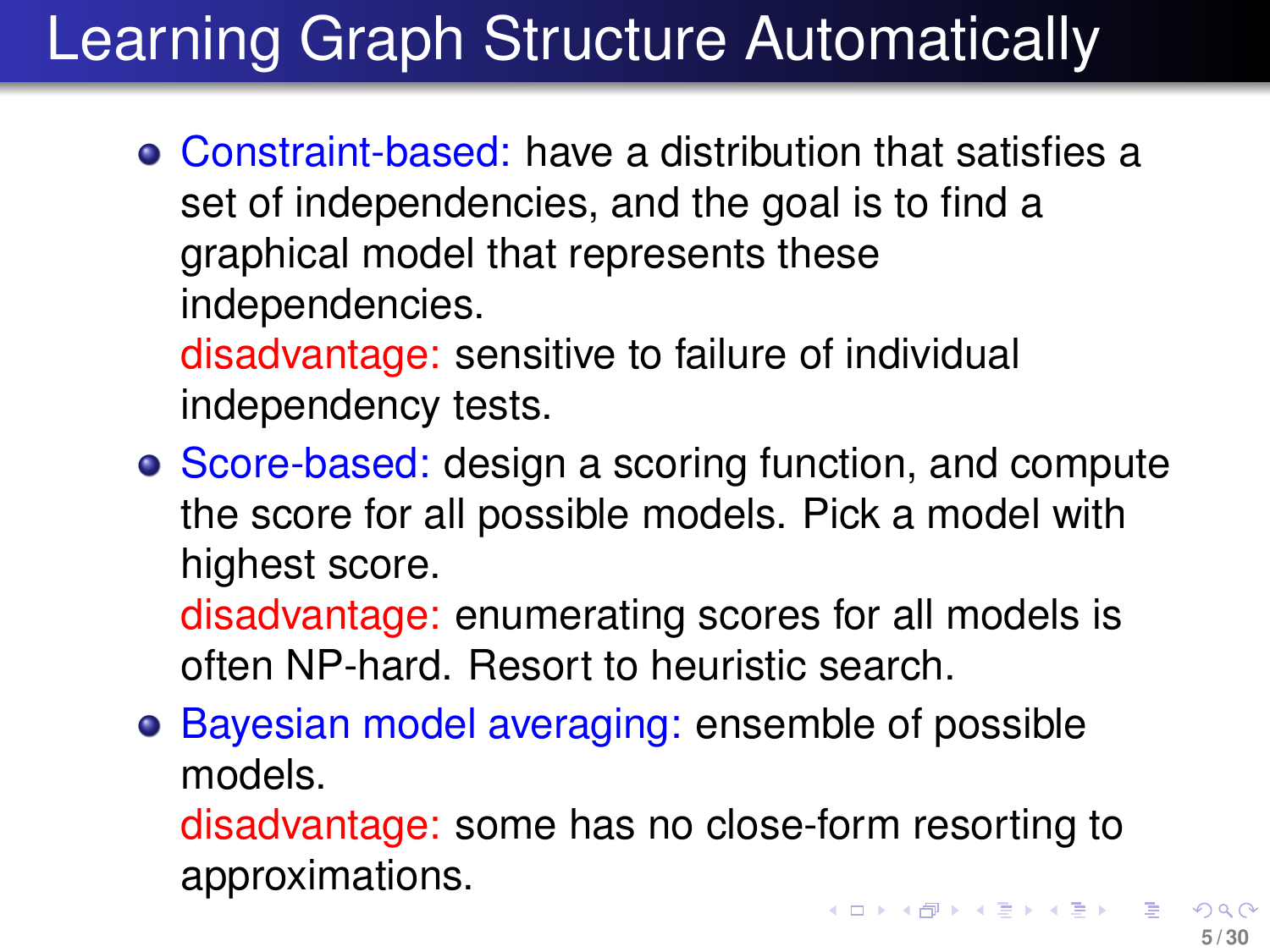# Learning Graph Structure Automatically

- Constraint-based: have a distribution that satisfies a set of independencies, and the goal is to find a graphical model that represents these independencies.
  disadvantage: sensitive to failure of individual independency tests.
- Score-based: design a scoring function, and compute the score for all possible models. Pick a model with highest score.
  disadvantage: enumerating scores for all models is often NP-hard. Resort to heuristic search.
- Bayesian model averaging: ensemble of possible models.
  disadvantage: some has no close-form resorting to approximations.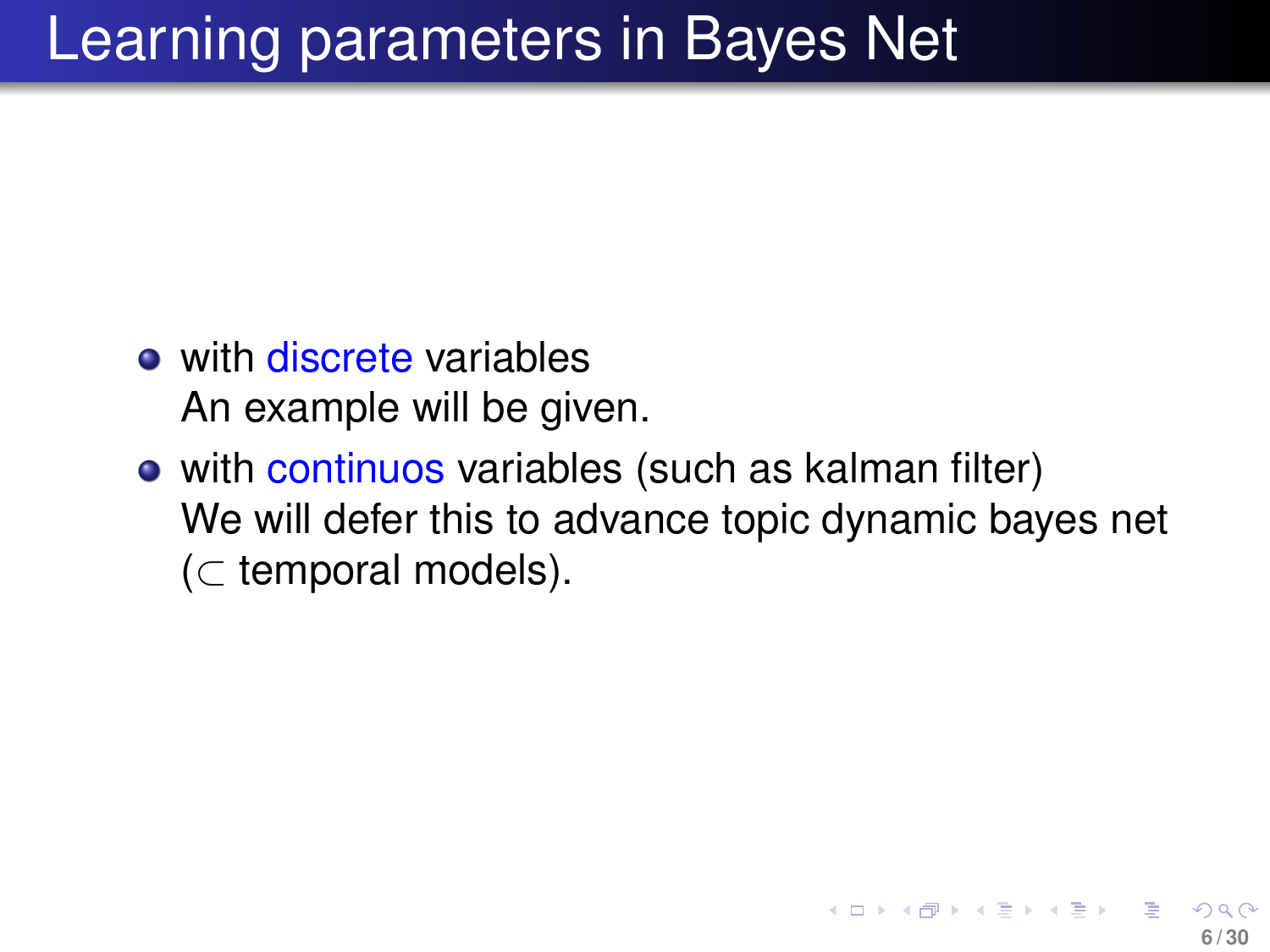# Learning parameters in Bayes Net

- with discrete variables
  An example will be given.
- with continuos variables (such as kalman filter)
  We will defer this to advance topic dynamic bayes net
  ($\subset$ temporal models).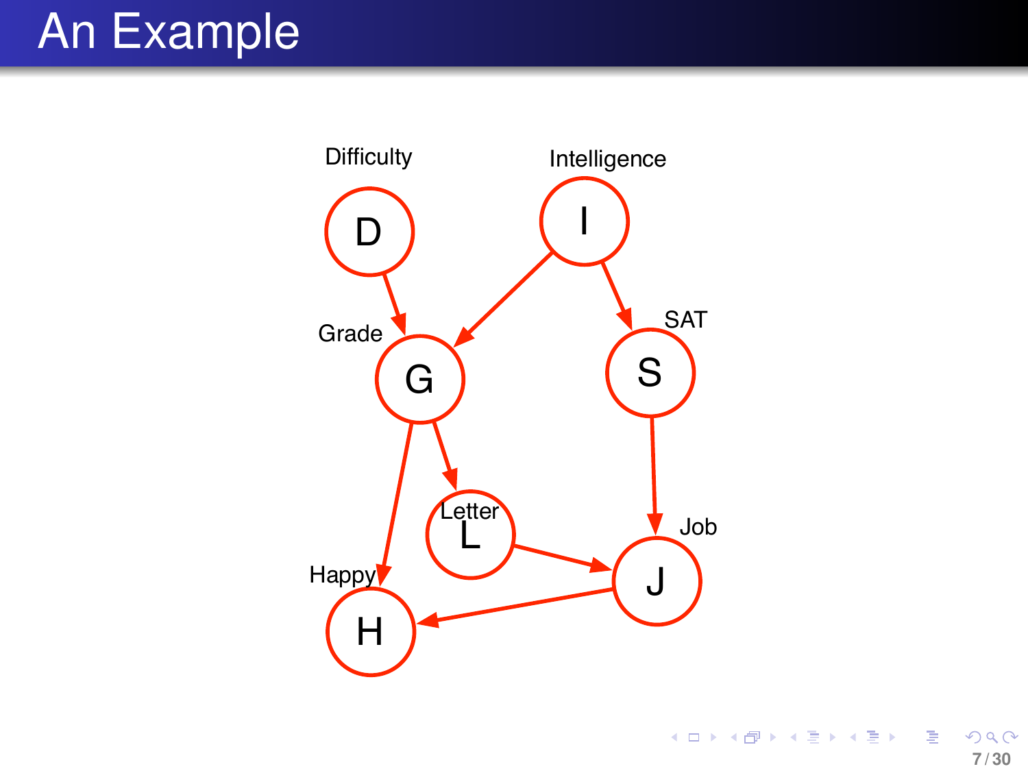# An Example

Difficulty

D

Intelligence

I

Grade

G

SAT

S

Letter

L

Job

J

Happy

H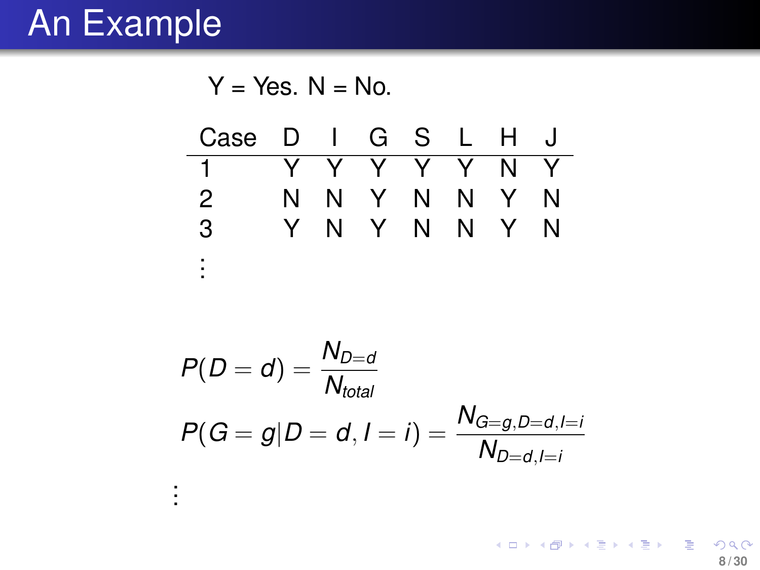# An Example

Y = Yes. N = No.

| Case | D | I | G | S | L | H | J |
|---|---|---|---|---|---|---|---|
| 1 | Y | Y | Y | Y | Y | N | Y |
| 2 | N | N | Y | N | N | Y | N |
| 3 | Y | N | Y | N | N | Y | N |
| ⋮ | | | | | | | |

$$P(D = d) = \frac{N_{D=d}}{N_{total}}$$

$$P(G = g | D = d, I = i) = \frac{N_{G=g,D=d,I=i}}{N_{D=d,I=i}}$$

⋮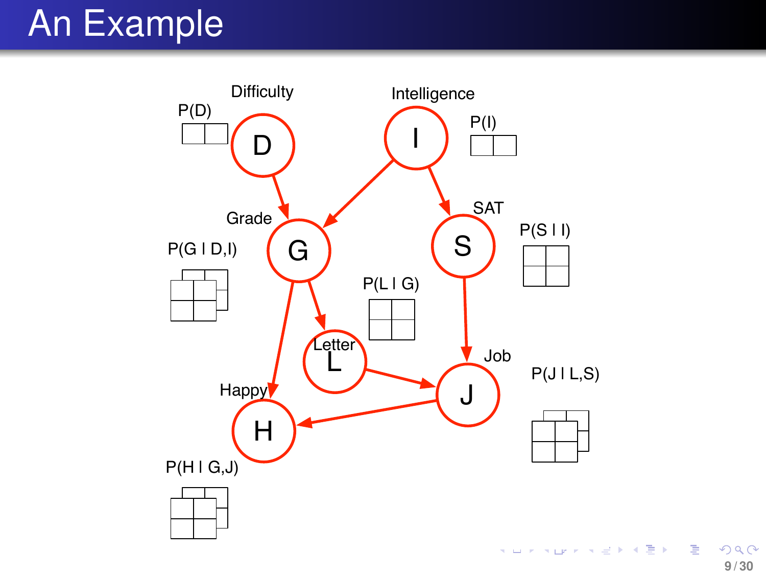# An Example

Difficulty

P(D)

D

Intelligence

I

P(I)

Grade

G

P(G | D,I)

SAT

S

P(S | I)

P(L | G)

Letter

L

Job

J

P(J | L,S)

Happy

H

P(H | G,J)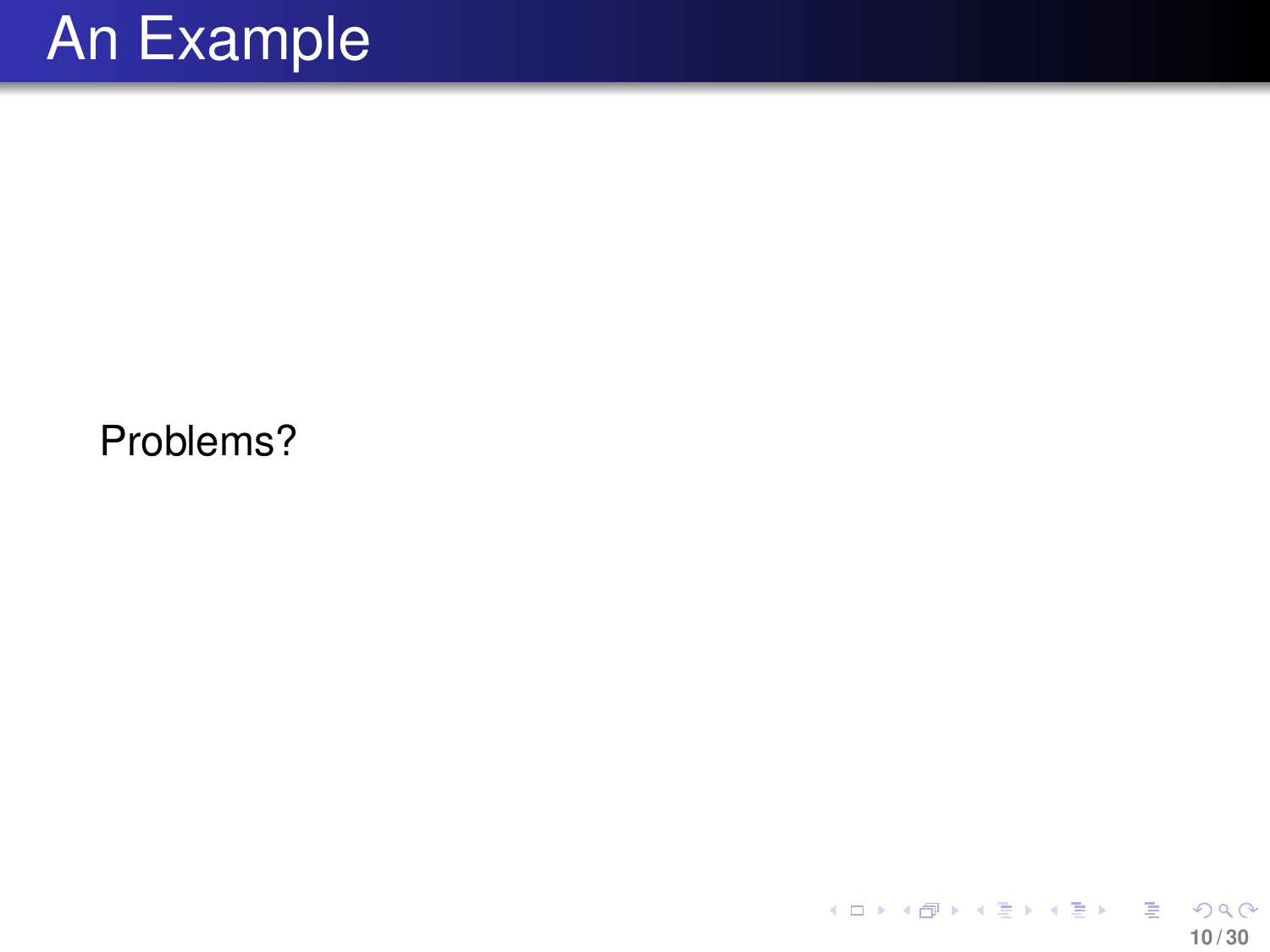# An Example

Problems?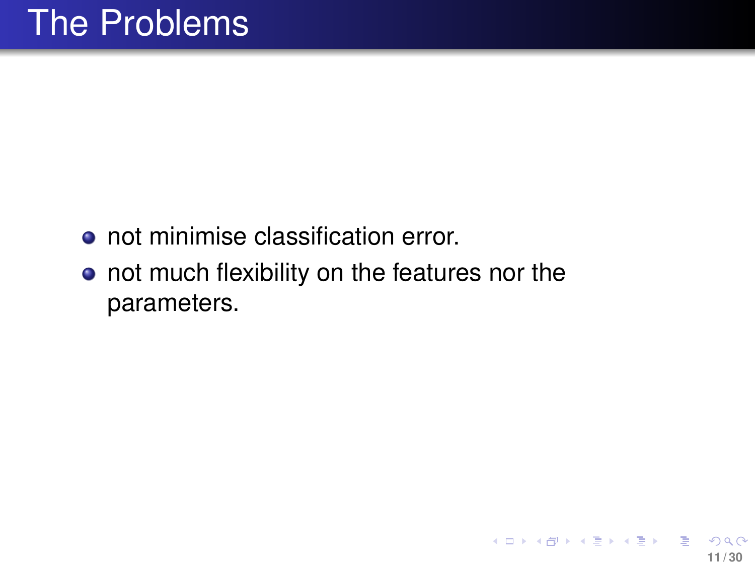# The Problems

- not minimise classification error.
- not much flexibility on the features nor the parameters.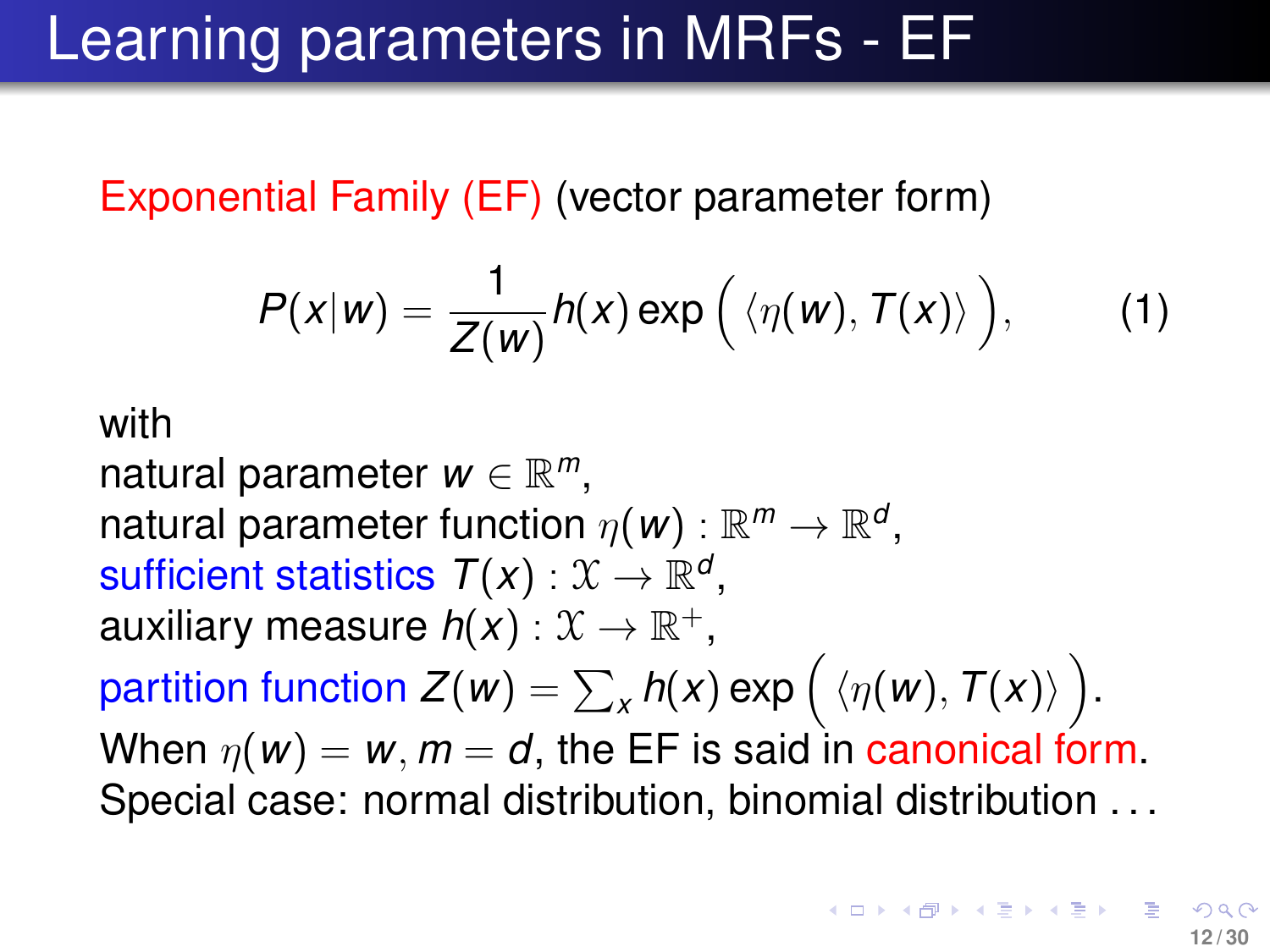# Learning parameters in MRFs - EF

Exponential Family (EF) (vector parameter form)

$$P(x|w) = \frac{1}{Z(w)} h(x) \exp\Big( \langle \eta(w), T(x) \rangle \Big), \tag{1}$$

with
natural parameter $w \in \mathbb{R}^m$,
natural parameter function $\eta(w) : \mathbb{R}^m \to \mathbb{R}^d$,
sufficient statistics $T(x) : \mathcal{X} \to \mathbb{R}^d$,
auxiliary measure $h(x) : \mathcal{X} \to \mathbb{R}^+$,
partition function $Z(w) = \sum_x h(x) \exp\Big( \langle \eta(w), T(x) \rangle \Big)$.
When $\eta(w) = w, m = d$, the EF is said in canonical form.
Special case: normal distribution, binomial distribution ...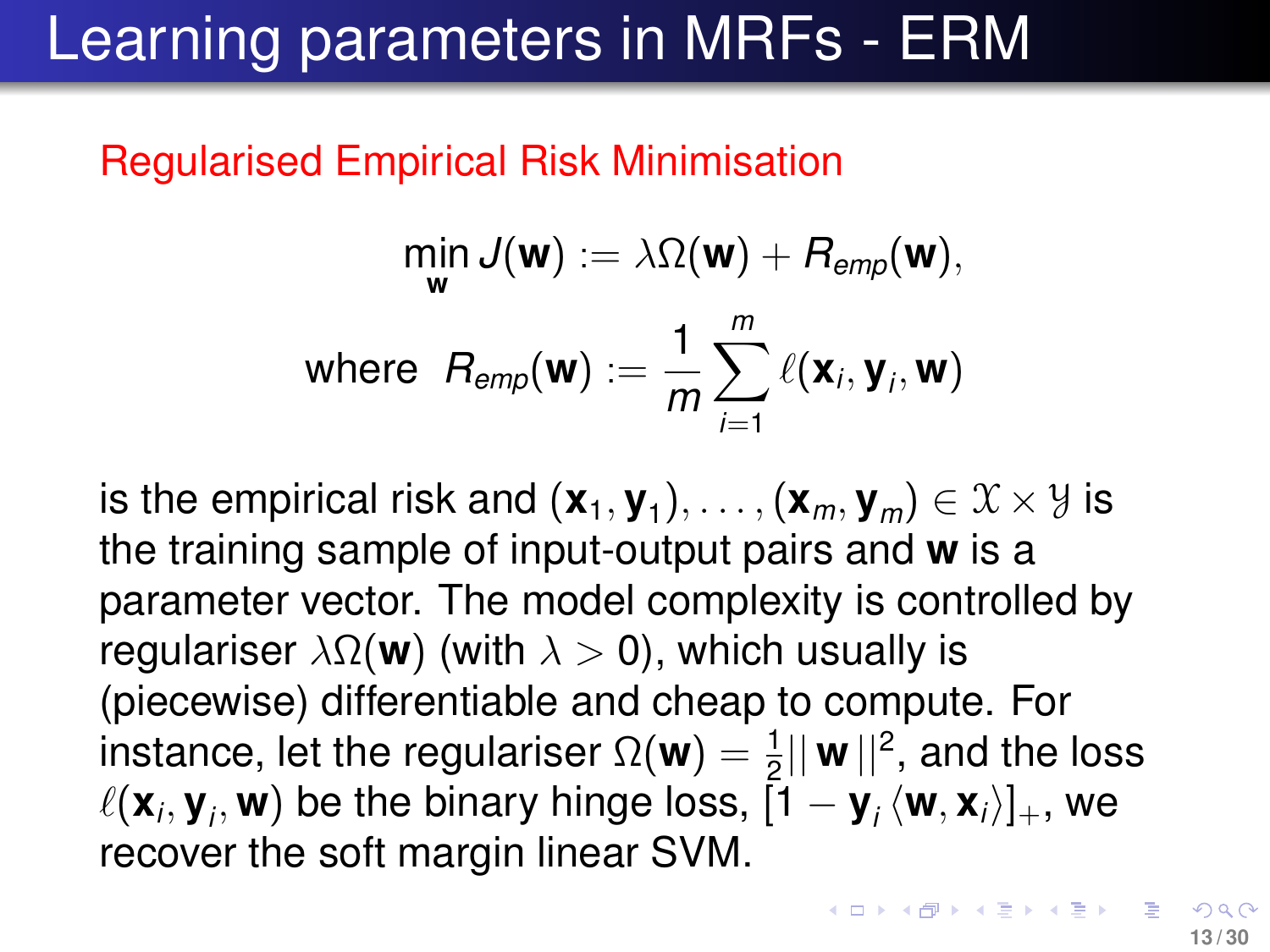# Learning parameters in MRFs - ERM

Regularised Empirical Risk Minimisation

$$\min_{\mathbf{w}} J(\mathbf{w}) := \lambda\Omega(\mathbf{w}) + R_{emp}(\mathbf{w}),$$

$$\text{where} \quad R_{emp}(\mathbf{w}) := \frac{1}{m}\sum_{i=1}^{m} \ell(\mathbf{x}_i, \mathbf{y}_i, \mathbf{w})$$

is the empirical risk and $(\mathbf{x}_1, \mathbf{y}_1), \ldots, (\mathbf{x}_m, \mathbf{y}_m) \in \mathcal{X} \times \mathcal{Y}$ is the training sample of input-output pairs and $\mathbf{w}$ is a parameter vector. The model complexity is controlled by regulariser $\lambda\Omega(\mathbf{w})$ (with $\lambda > 0$), which usually is (piecewise) differentiable and cheap to compute. For instance, let the regulariser $\Omega(\mathbf{w}) = \frac{1}{2}||\,\mathbf{w}\,||^2$, and the loss $\ell(\mathbf{x}_i, \mathbf{y}_i, \mathbf{w})$ be the binary hinge loss, $[1 - \mathbf{y}_i \langle \mathbf{w}, \mathbf{x}_i \rangle]_+$, we recover the soft margin linear SVM.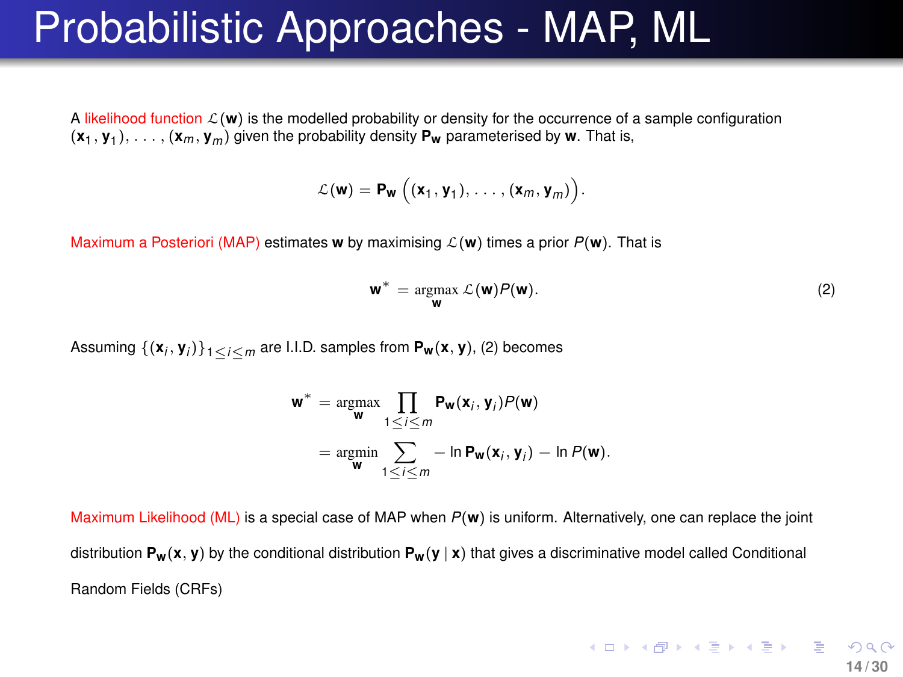# Probabilistic Approaches - MAP, ML

A likelihood function $\mathcal{L}(\mathbf{w})$ is the modelled probability or density for the occurrence of a sample configuration $(\mathbf{x}_1, \mathbf{y}_1), \ldots, (\mathbf{x}_m, \mathbf{y}_m)$ given the probability density $\mathbf{P_w}$ parameterised by $\mathbf{w}$. That is,

$$\mathcal{L}(\mathbf{w}) = \mathbf{P_w}\Big((\mathbf{x}_1, \mathbf{y}_1), \ldots, (\mathbf{x}_m, \mathbf{y}_m)\Big).$$

Maximum a Posteriori (MAP) estimates $\mathbf{w}$ by maximising $\mathcal{L}(\mathbf{w})$ times a prior $P(\mathbf{w})$. That is

$$\mathbf{w}^* = \operatorname*{argmax}_{\mathbf{w}} \mathcal{L}(\mathbf{w})P(\mathbf{w}). \tag{2}$$

Assuming $\{(\mathbf{x}_i, \mathbf{y}_i)\}_{1 \leq i \leq m}$ are I.I.D. samples from $\mathbf{P_w}(\mathbf{x}, \mathbf{y})$, (2) becomes

$$\begin{aligned}
\mathbf{w}^* &= \operatorname*{argmax}_{\mathbf{w}} \prod_{1 \leq i \leq m} \mathbf{P_w}(\mathbf{x}_i, \mathbf{y}_i)P(\mathbf{w}) \\
&= \operatorname*{argmin}_{\mathbf{w}} \sum_{1 \leq i \leq m} -\ln \mathbf{P_w}(\mathbf{x}_i, \mathbf{y}_i) - \ln P(\mathbf{w}).
\end{aligned}$$

Maximum Likelihood (ML) is a special case of MAP when $P(\mathbf{w})$ is uniform. Alternatively, one can replace the joint distribution $\mathbf{P_w}(\mathbf{x}, \mathbf{y})$ by the conditional distribution $\mathbf{P_w}(\mathbf{y} \mid \mathbf{x})$ that gives a discriminative model called Conditional Random Fields (CRFs)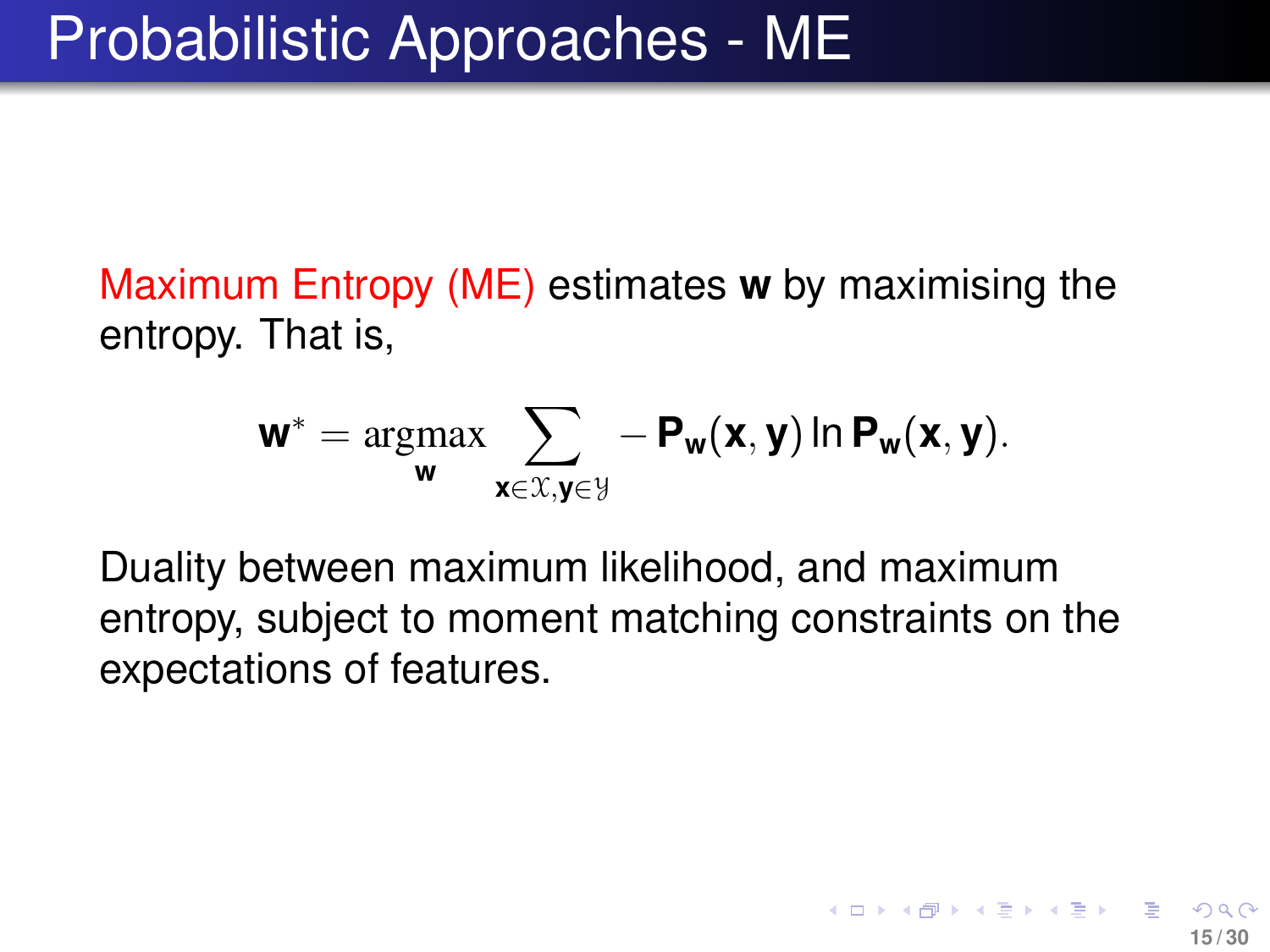# Probabilistic Approaches - ME

Maximum Entropy (ME) estimates **w** by maximising the entropy. That is,

$$\mathbf{w}^* = \underset{\mathbf{w}}{\operatorname{argmax}} \sum_{\mathbf{x} \in \mathcal{X}, \mathbf{y} \in \mathcal{Y}} - \mathbf{P}_{\mathbf{w}}(\mathbf{x}, \mathbf{y}) \ln \mathbf{P}_{\mathbf{w}}(\mathbf{x}, \mathbf{y}).$$

Duality between maximum likelihood, and maximum entropy, subject to moment matching constraints on the expectations of features.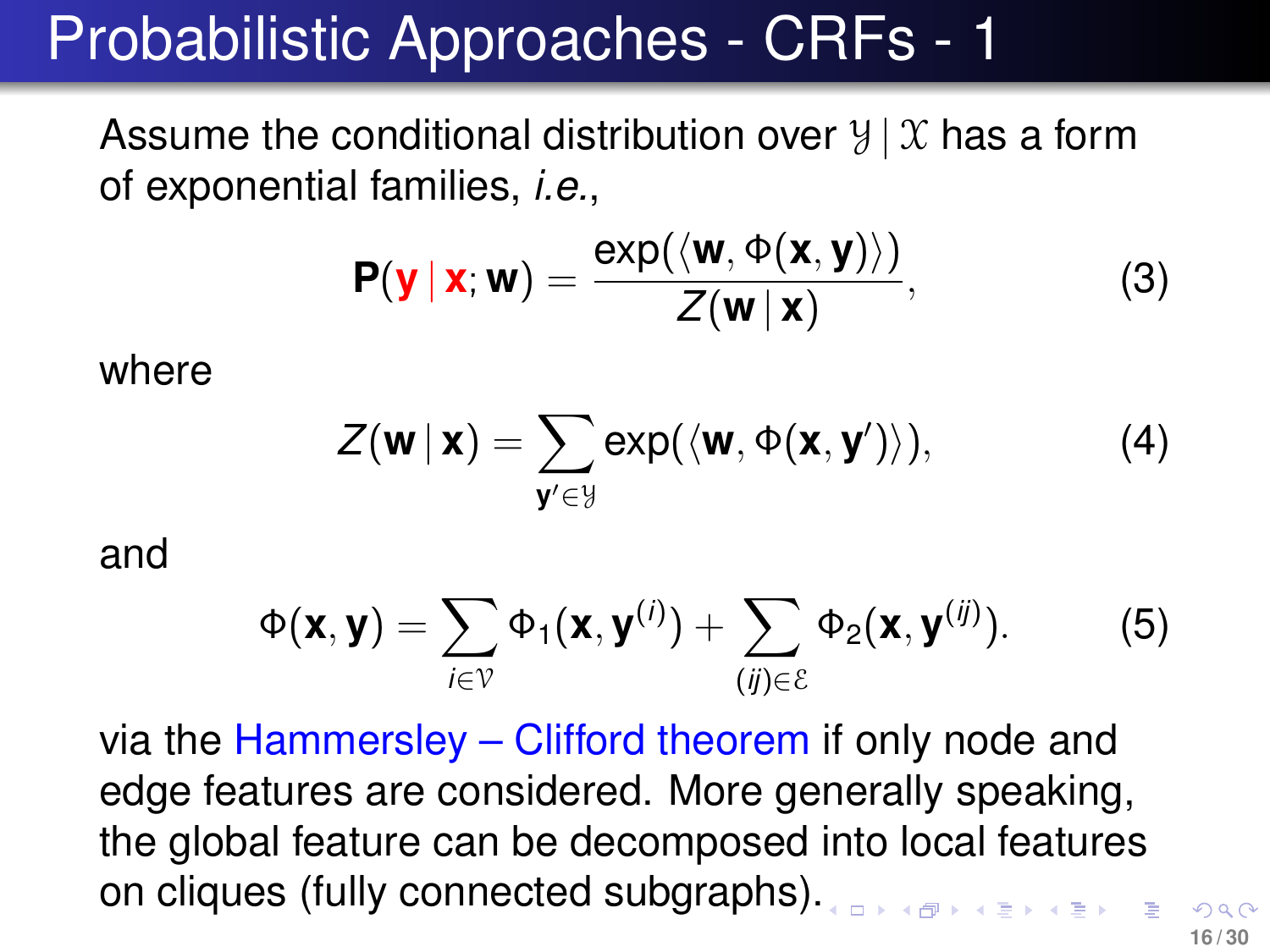# Probabilistic Approaches - CRFs - 1

Assume the conditional distribution over $\mathcal{Y} \,|\, \mathcal{X}$ has a form of exponential families, *i.e.*,

$$\mathbf{P}(\mathbf{y} \,|\, \mathbf{x}; \mathbf{w}) = \frac{\exp(\langle \mathbf{w}, \Phi(\mathbf{x}, \mathbf{y}) \rangle)}{Z(\mathbf{w} \,|\, \mathbf{x})}, \tag{3}$$

where

$$Z(\mathbf{w} \,|\, \mathbf{x}) = \sum_{\mathbf{y}' \in \mathcal{Y}} \exp(\langle \mathbf{w}, \Phi(\mathbf{x}, \mathbf{y}') \rangle), \tag{4}$$

and

$$\Phi(\mathbf{x}, \mathbf{y}) = \sum_{i \in \mathcal{V}} \Phi_1(\mathbf{x}, \mathbf{y}^{(i)}) + \sum_{(ij) \in \mathcal{E}} \Phi_2(\mathbf{x}, \mathbf{y}^{(ij)}). \tag{5}$$

via the Hammersley – Clifford theorem if only node and edge features are considered. More generally speaking, the global feature can be decomposed into local features on cliques (fully connected subgraphs).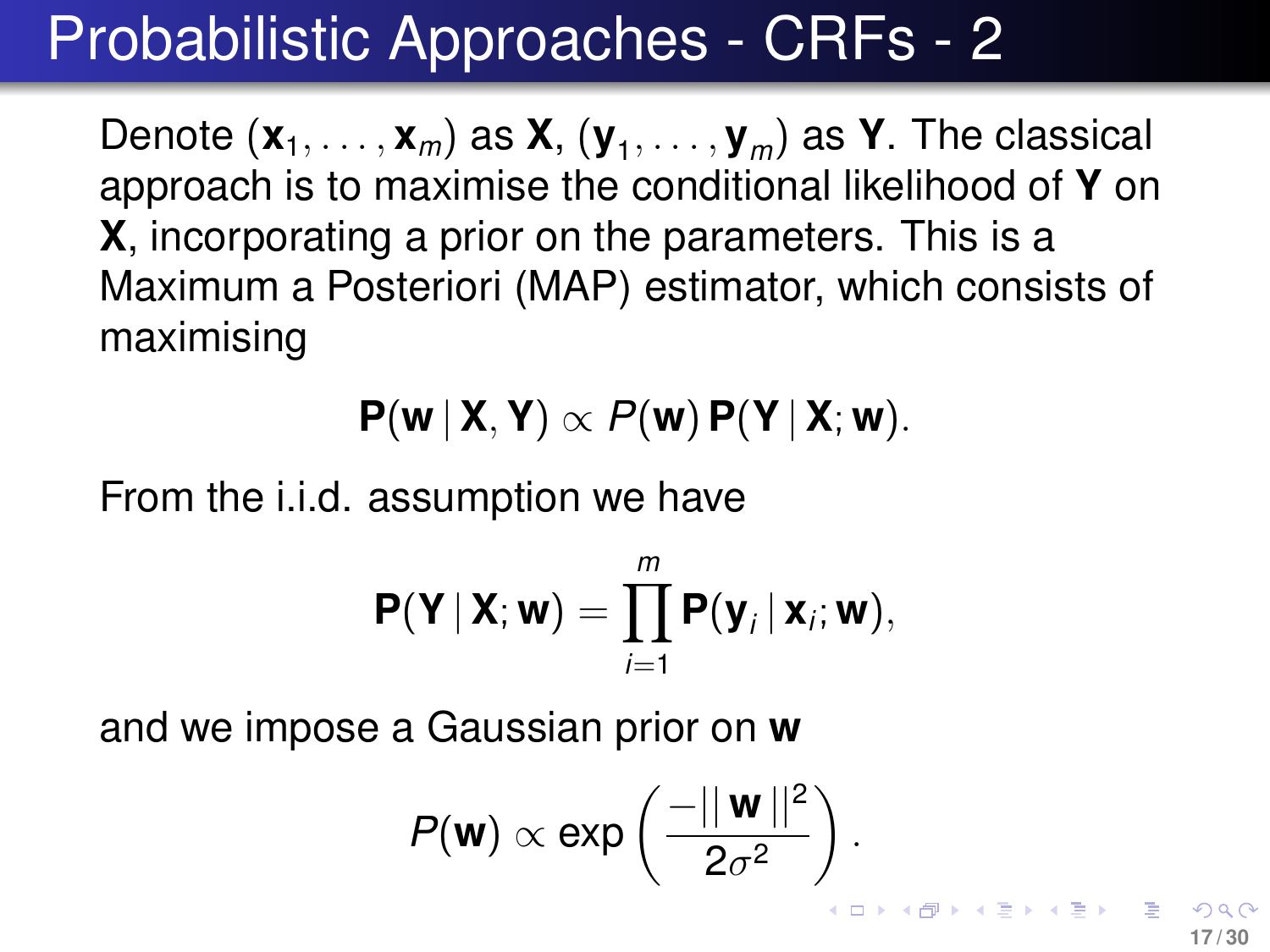# Probabilistic Approaches - CRFs - 2

Denote $(\mathbf{x}_1, \ldots, \mathbf{x}_m)$ as $\mathbf{X}$, $(\mathbf{y}_1, \ldots, \mathbf{y}_m)$ as $\mathbf{Y}$. The classical approach is to maximise the conditional likelihood of $\mathbf{Y}$ on $\mathbf{X}$, incorporating a prior on the parameters. This is a Maximum a Posteriori (MAP) estimator, which consists of maximising

$$\mathbf{P}(\mathbf{w} \mid \mathbf{X}, \mathbf{Y}) \propto P(\mathbf{w})\, \mathbf{P}(\mathbf{Y} \mid \mathbf{X}; \mathbf{w}).$$

From the i.i.d. assumption we have

$$\mathbf{P}(\mathbf{Y} \mid \mathbf{X}; \mathbf{w}) = \prod_{i=1}^{m} \mathbf{P}(\mathbf{y}_i \mid \mathbf{x}_i; \mathbf{w}),$$

and we impose a Gaussian prior on $\mathbf{w}$

$$P(\mathbf{w}) \propto \exp\left( \frac{-||\, \mathbf{w} \,||^2}{2\sigma^2} \right).$$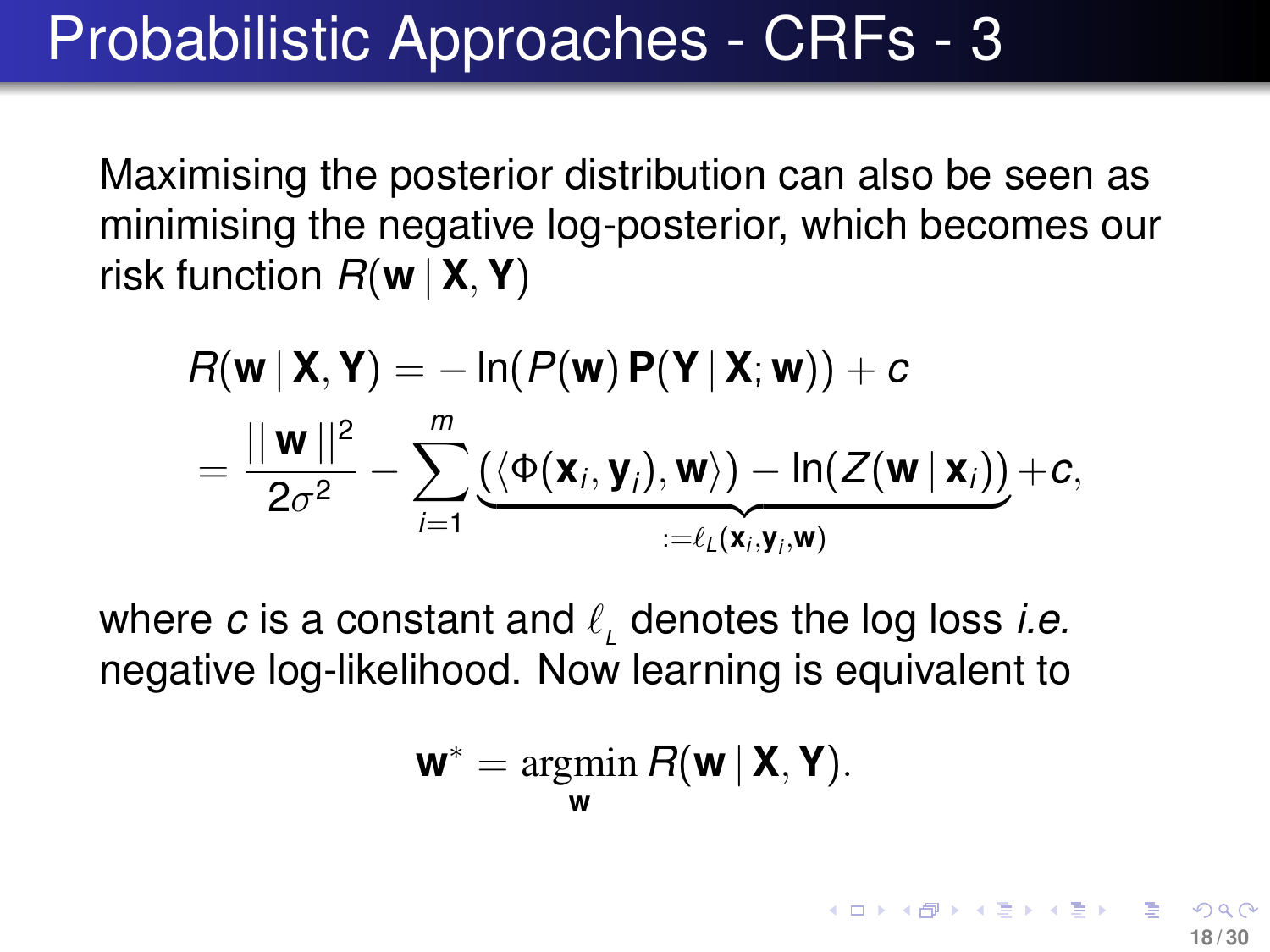# Probabilistic Approaches - CRFs - 3

Maximising the posterior distribution can also be seen as minimising the negative log-posterior, which becomes our risk function $R(\mathbf{w} \mid \mathbf{X}, \mathbf{Y})$

$$R(\mathbf{w} \mid \mathbf{X}, \mathbf{Y}) = -\ln(P(\mathbf{w})\,\mathbf{P}(\mathbf{Y} \mid \mathbf{X}; \mathbf{w})) + c$$

$$= \frac{\|\,\mathbf{w}\,\|^2}{2\sigma^2} - \sum_{i=1}^{m} \underbrace{(\langle \Phi(\mathbf{x}_i, \mathbf{y}_i), \mathbf{w} \rangle) - \ln(Z(\mathbf{w} \mid \mathbf{x}_i))}_{:=\ell_L(\mathbf{x}_i, \mathbf{y}_i, \mathbf{w})} + c,$$

where $c$ is a constant and $\ell_L$ denotes the log loss *i.e.* negative log-likelihood. Now learning is equivalent to

$$\mathbf{w}^* = \underset{\mathbf{w}}{\operatorname{argmin}}\, R(\mathbf{w} \mid \mathbf{X}, \mathbf{Y}).$$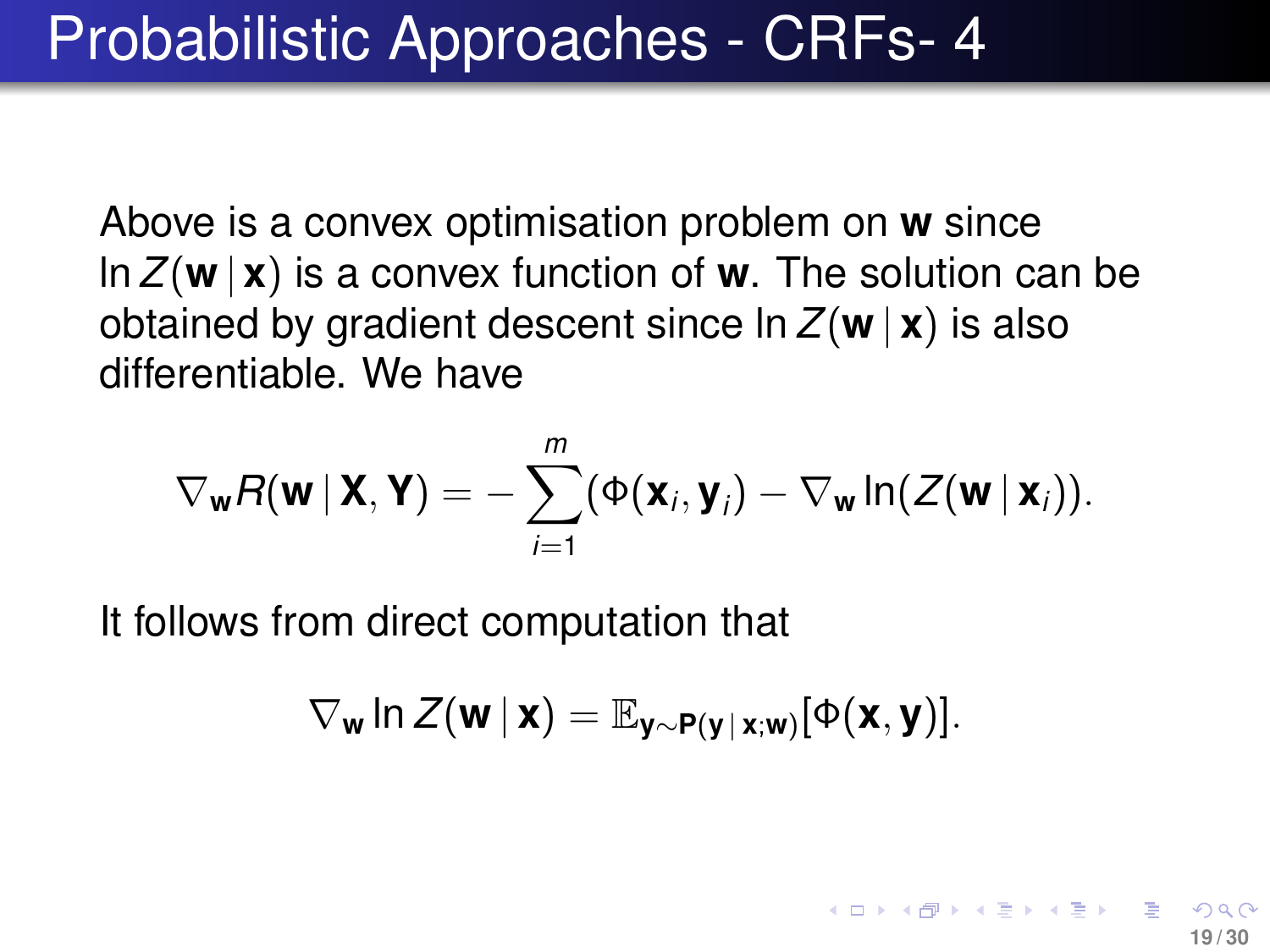# Probabilistic Approaches - CRFs- 4

Above is a convex optimisation problem on $\mathbf{w}$ since $\ln Z(\mathbf{w} \mid \mathbf{x})$ is a convex function of $\mathbf{w}$. The solution can be obtained by gradient descent since $\ln Z(\mathbf{w} \mid \mathbf{x})$ is also differentiable. We have

$$\nabla_{\mathbf{w}} R(\mathbf{w} \mid \mathbf{X}, \mathbf{Y}) = -\sum_{i=1}^{m} (\Phi(\mathbf{x}_i, \mathbf{y}_i) - \nabla_{\mathbf{w}} \ln(Z(\mathbf{w} \mid \mathbf{x}_i)).$$

It follows from direct computation that

$$\nabla_{\mathbf{w}} \ln Z(\mathbf{w} \mid \mathbf{x}) = \mathbb{E}_{\mathbf{y} \sim \mathbf{P}(\mathbf{y} \mid \mathbf{x}; \mathbf{w})}[\Phi(\mathbf{x}, \mathbf{y})].$$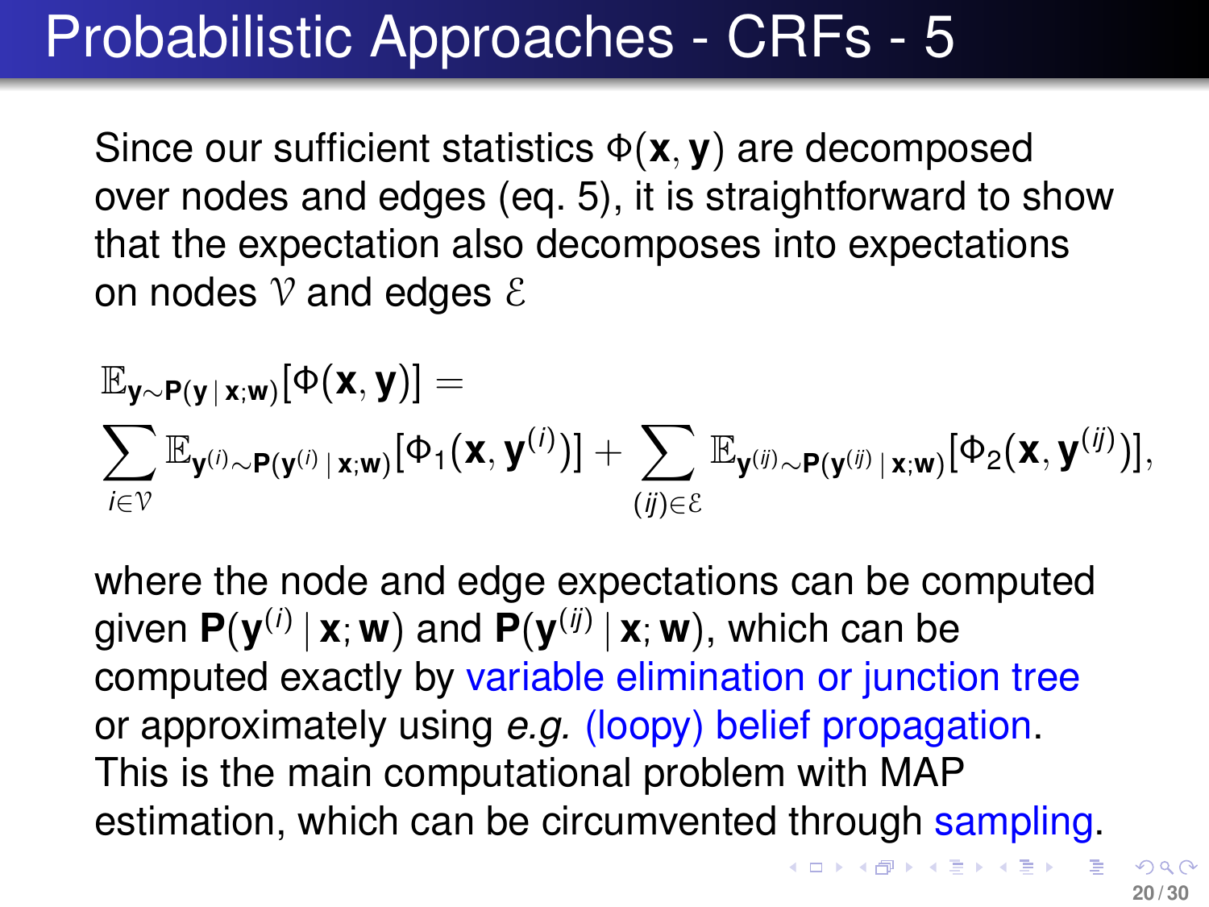# Probabilistic Approaches - CRFs - 5

Since our sufficient statistics $\Phi(\mathbf{x}, \mathbf{y})$ are decomposed over nodes and edges (eq. 5), it is straightforward to show that the expectation also decomposes into expectations on nodes $\mathcal{V}$ and edges $\mathcal{E}$

$$
\mathbb{E}_{\mathbf{y} \sim \mathbf{P}(\mathbf{y} \mid \mathbf{x}; \mathbf{w})}[\Phi(\mathbf{x}, \mathbf{y})] = \sum_{i \in \mathcal{V}} \mathbb{E}_{\mathbf{y}^{(i)} \sim \mathbf{P}(\mathbf{y}^{(i)} \mid \mathbf{x}; \mathbf{w})}[\Phi_1(\mathbf{x}, \mathbf{y}^{(i)})] + \sum_{(ij) \in \mathcal{E}} \mathbb{E}_{\mathbf{y}^{(ij)} \sim \mathbf{P}(\mathbf{y}^{(ij)} \mid \mathbf{x}; \mathbf{w})}[\Phi_2(\mathbf{x}, \mathbf{y}^{(ij)})],
$$

where the node and edge expectations can be computed given $\mathbf{P}(\mathbf{y}^{(i)} \mid \mathbf{x}; \mathbf{w})$ and $\mathbf{P}(\mathbf{y}^{(ij)} \mid \mathbf{x}; \mathbf{w})$, which can be computed exactly by variable elimination or junction tree or approximately using *e.g.* (loopy) belief propagation. This is the main computational problem with MAP estimation, which can be circumvented through sampling.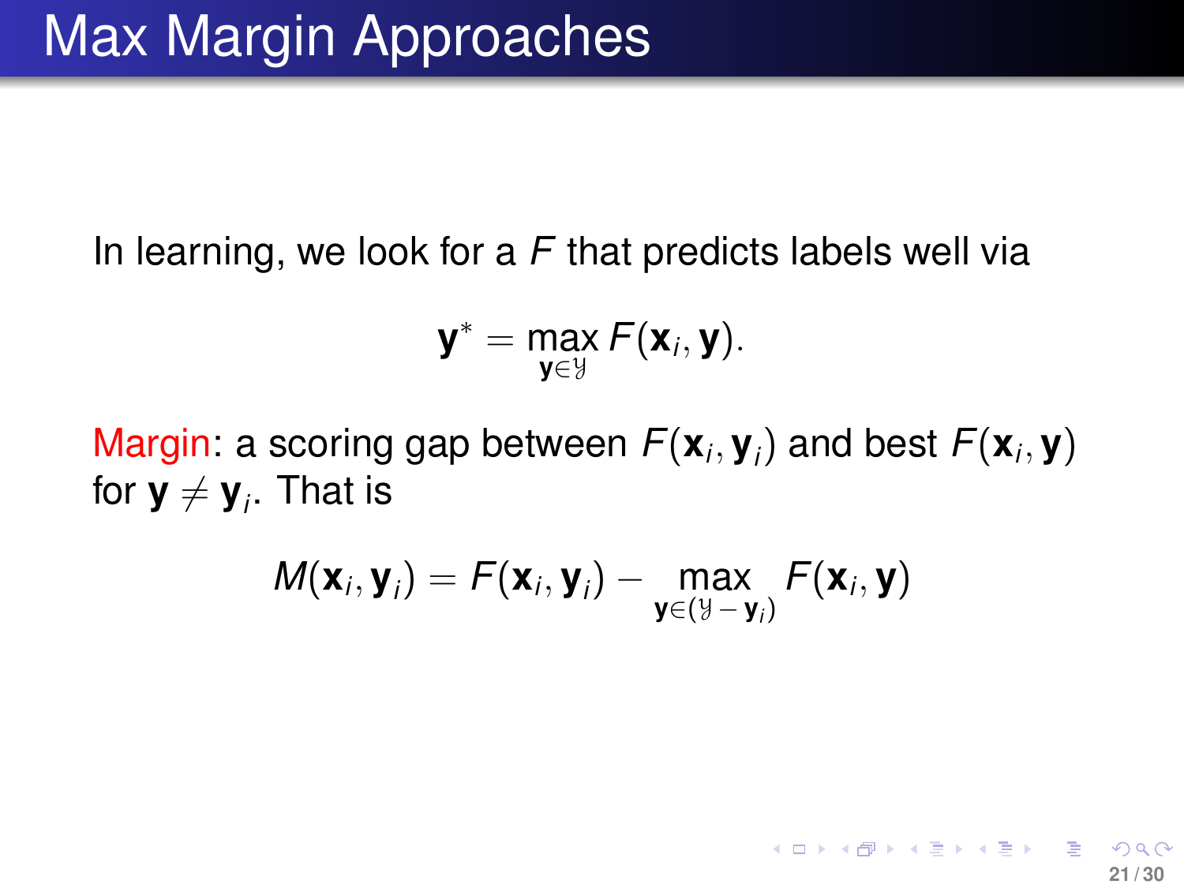# Max Margin Approaches

In learning, we look for a $F$ that predicts labels well via

$$\mathbf{y}^* = \max_{\mathbf{y} \in \mathcal{Y}} F(\mathbf{x}_i, \mathbf{y}).$$

Margin: a scoring gap between $F(\mathbf{x}_i, \mathbf{y}_i)$ and best $F(\mathbf{x}_i, \mathbf{y})$ for $\mathbf{y} \neq \mathbf{y}_i$. That is

$$M(\mathbf{x}_i, \mathbf{y}_i) = F(\mathbf{x}_i, \mathbf{y}_i) - \max_{\mathbf{y} \in (\mathcal{Y} - \mathbf{y}_i)} F(\mathbf{x}_i, \mathbf{y})$$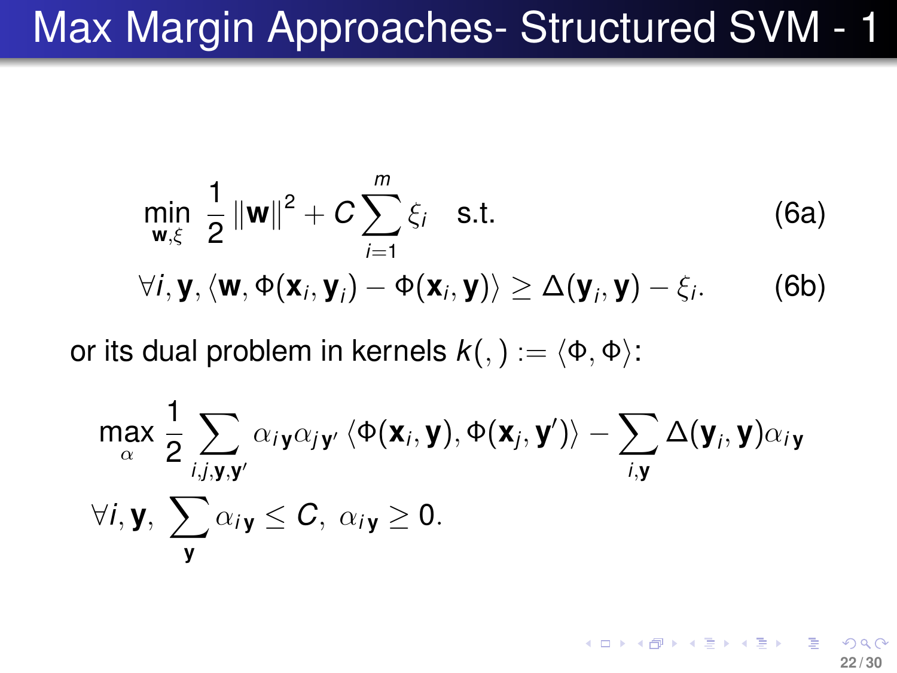# Max Margin Approaches- Structured SVM - 1

$$\min_{\mathbf{w},\xi} \; \frac{1}{2}\|\mathbf{w}\|^2 + C\sum_{i=1}^{m}\xi_i \quad \text{s.t.} \tag{6a}$$

$$\forall i, \mathbf{y}, \langle \mathbf{w}, \Phi(\mathbf{x}_i, \mathbf{y}_i) - \Phi(\mathbf{x}_i, \mathbf{y})\rangle \geq \Delta(\mathbf{y}_i, \mathbf{y}) - \xi_i. \tag{6b}$$

or its dual problem in kernels $k(,) := \langle \Phi, \Phi \rangle$:

$$\max_{\alpha} \frac{1}{2}\sum_{i,j,\mathbf{y},\mathbf{y}'} \alpha_{i\mathbf{y}}\alpha_{j\mathbf{y}'} \langle \Phi(\mathbf{x}_i, \mathbf{y}), \Phi(\mathbf{x}_j, \mathbf{y}')\rangle - \sum_{i,\mathbf{y}} \Delta(\mathbf{y}_i, \mathbf{y})\alpha_{i\mathbf{y}}$$

$$\forall i, \mathbf{y}, \; \sum_{\mathbf{y}} \alpha_{i\mathbf{y}} \leq C, \; \alpha_{i\mathbf{y}} \geq 0.$$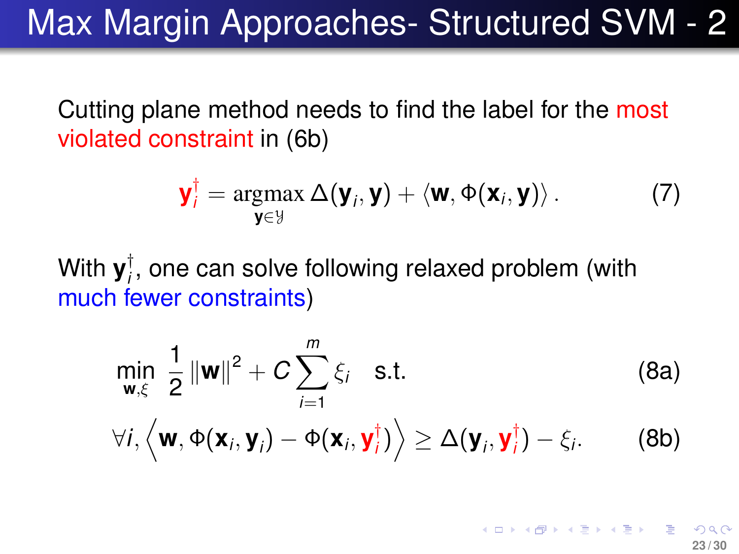# Max Margin Approaches- Structured SVM - 2

Cutting plane method needs to find the label for the most violated constraint in (6b)

$$\mathbf{y}_i^{\dagger} = \operatorname*{argmax}_{\mathbf{y} \in \mathcal{Y}} \Delta(\mathbf{y}_i, \mathbf{y}) + \langle \mathbf{w}, \Phi(\mathbf{x}_i, \mathbf{y}) \rangle \,. \tag{7}$$

With $\mathbf{y}_i^{\dagger}$, one can solve following relaxed problem (with much fewer constraints)

$$\min_{\mathbf{w}, \xi} \; \frac{1}{2} \|\mathbf{w}\|^2 + C \sum_{i=1}^{m} \xi_i \quad \text{s.t.} \tag{8a}$$

$$\forall i, \left\langle \mathbf{w}, \Phi(\mathbf{x}_i, \mathbf{y}_i) - \Phi(\mathbf{x}_i, \mathbf{y}_i^{\dagger}) \right\rangle \geq \Delta(\mathbf{y}_i, \mathbf{y}_i^{\dagger}) - \xi_i. \tag{8b}$$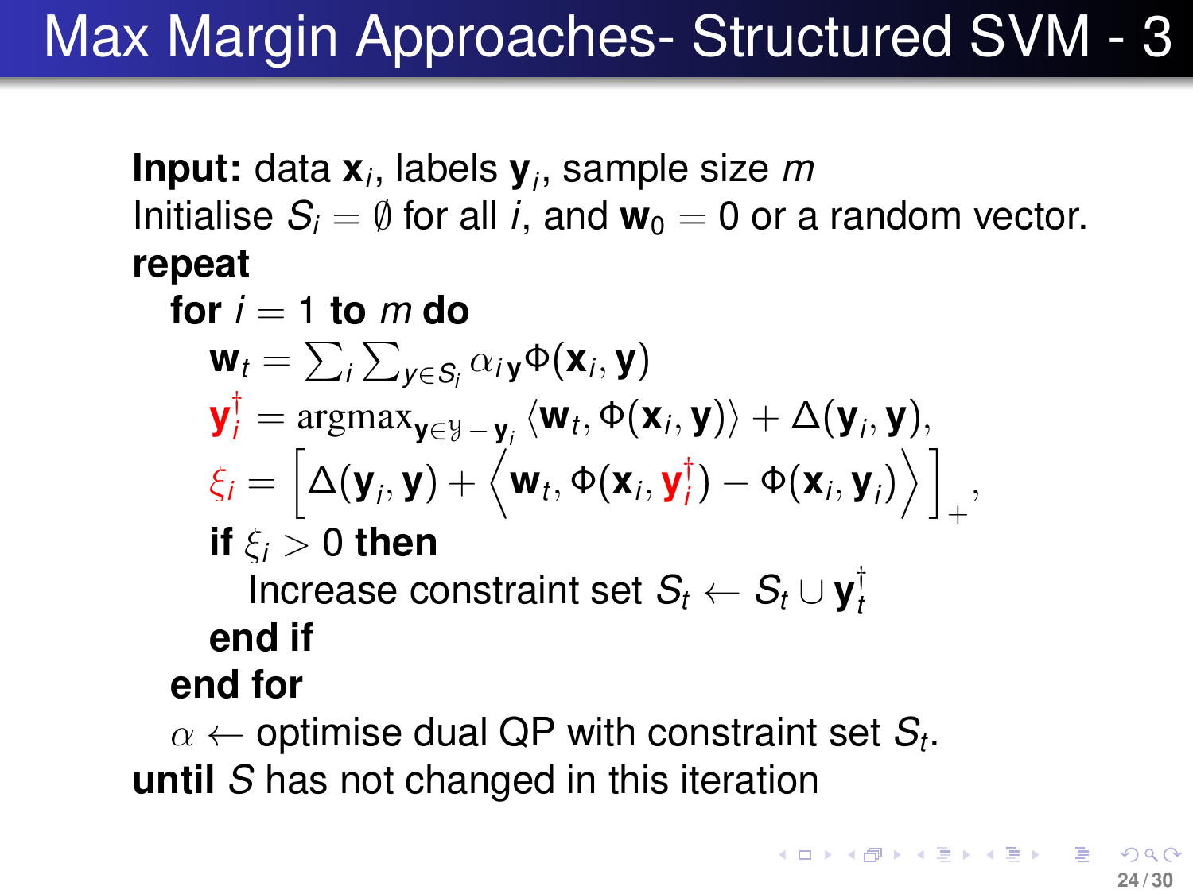# Max Margin Approaches- Structured SVM - 3

**Input:** data $\mathbf{x}_i$, labels $\mathbf{y}_i$, sample size $m$

Initialise $S_i = \emptyset$ for all $i$, and $\mathbf{w}_0 = 0$ or a random vector.

**repeat**

  **for** $i = 1$ **to** $m$ **do**

    $\mathbf{w}_t = \sum_i \sum_{y \in S_i} \alpha_{i\mathbf{y}} \Phi(\mathbf{x}_i, \mathbf{y})$

    $\mathbf{y}_i^{\dagger} = \mathrm{argmax}_{\mathbf{y} \in \mathcal{Y} - \mathbf{y}_i} \langle \mathbf{w}_t, \Phi(\mathbf{x}_i, \mathbf{y}) \rangle + \Delta(\mathbf{y}_i, \mathbf{y}),$

    $\xi_i = \left[ \Delta(\mathbf{y}_i, \mathbf{y}) + \left\langle \mathbf{w}_t, \Phi(\mathbf{x}_i, \mathbf{y}_i^{\dagger}) - \Phi(\mathbf{x}_i, \mathbf{y}_i) \right\rangle \right]_+,$

    **if** $\xi_i > 0$ **then**

      Increase constraint set $S_t \leftarrow S_t \cup \mathbf{y}_t^{\dagger}$

    **end if**

  **end for**

  $\alpha \leftarrow$ optimise dual QP with constraint set $S_t$.

**until** $S$ has not changed in this iteration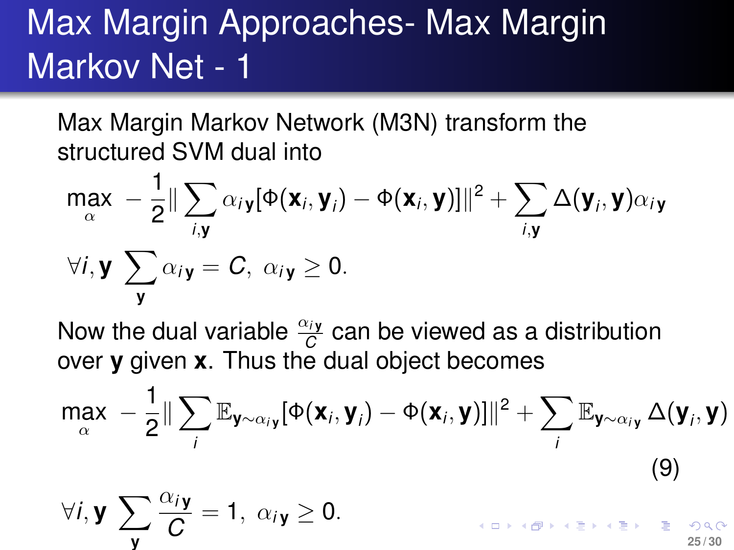# Max Margin Approaches- Max Margin Markov Net - 1

Max Margin Markov Network (M3N) transform the structured SVM dual into

$$\max_{\alpha} \; -\frac{1}{2}\|\sum_{i,\mathbf{y}} \alpha_{i\,\mathbf{y}}[\Phi(\mathbf{x}_i, \mathbf{y}_i) - \Phi(\mathbf{x}_i, \mathbf{y})]\|^2 + \sum_{i,\mathbf{y}} \Delta(\mathbf{y}_i, \mathbf{y})\alpha_{i\,\mathbf{y}}$$

$$\forall i, \mathbf{y} \; \sum_{\mathbf{y}} \alpha_{i\,\mathbf{y}} = C, \; \alpha_{i\,\mathbf{y}} \geq 0.$$

Now the dual variable $\frac{\alpha_{i\,\mathbf{y}}}{C}$ can be viewed as a distribution over $\mathbf{y}$ given $\mathbf{x}$. Thus the dual object becomes

$$\max_{\alpha} \; -\frac{1}{2}\|\sum_{i} \mathbb{E}_{\mathbf{y}\sim\alpha_{i\,\mathbf{y}}}[\Phi(\mathbf{x}_i, \mathbf{y}_i) - \Phi(\mathbf{x}_i, \mathbf{y})]\|^2 + \sum_{i} \mathbb{E}_{\mathbf{y}\sim\alpha_{i\,\mathbf{y}}} \Delta(\mathbf{y}_i, \mathbf{y}) \tag{9}$$

$$\forall i, \mathbf{y} \; \sum_{\mathbf{y}} \frac{\alpha_{i\,\mathbf{y}}}{C} = 1, \; \alpha_{i\,\mathbf{y}} \geq 0.$$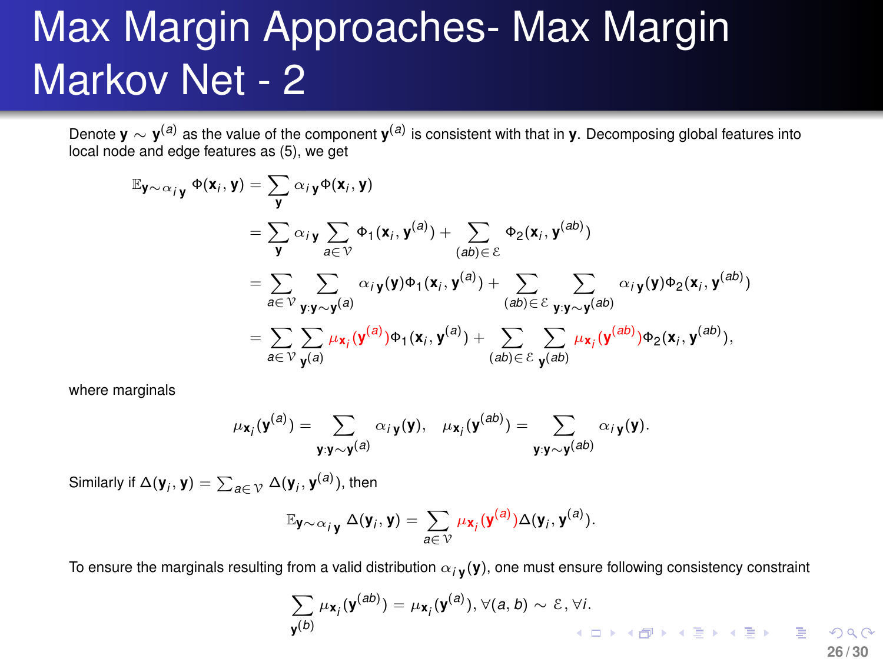# Max Margin Approaches- Max Margin Markov Net - 2

Denote $\mathbf{y} \sim \mathbf{y}^{(a)}$ as the value of the component $\mathbf{y}^{(a)}$ is consistent with that in $\mathbf{y}$. Decomposing global features into local node and edge features as (5), we get

$$
\begin{aligned}
\mathbb{E}_{\mathbf{y} \sim \alpha_{i\,\mathbf{y}}} \Phi(\mathbf{x}_i, \mathbf{y}) &= \sum_{\mathbf{y}} \alpha_{i\,\mathbf{y}} \Phi(\mathbf{x}_i, \mathbf{y}) \\
&= \sum_{\mathbf{y}} \alpha_{i\,\mathbf{y}} \sum_{a \in \mathcal{V}} \Phi_1(\mathbf{x}_i, \mathbf{y}^{(a)}) + \sum_{(ab) \in \mathcal{E}} \Phi_2(\mathbf{x}_i, \mathbf{y}^{(ab)}) \\
&= \sum_{a \in \mathcal{V}} \sum_{\mathbf{y}:\mathbf{y} \sim \mathbf{y}(a)} \alpha_{i\,\mathbf{y}}(\mathbf{y}) \Phi_1(\mathbf{x}_i, \mathbf{y}^{(a)}) + \sum_{(ab) \in \mathcal{E}} \sum_{\mathbf{y}:\mathbf{y} \sim \mathbf{y}(ab)} \alpha_{i\,\mathbf{y}}(\mathbf{y}) \Phi_2(\mathbf{x}_i, \mathbf{y}^{(ab)}) \\
&= \sum_{a \in \mathcal{V}} \sum_{\mathbf{y}(a)} \mu_{\mathbf{x}_i}(\mathbf{y}^{(a)}) \Phi_1(\mathbf{x}_i, \mathbf{y}^{(a)}) + \sum_{(ab) \in \mathcal{E}} \sum_{\mathbf{y}(ab)} \mu_{\mathbf{x}_i}(\mathbf{y}^{(ab)}) \Phi_2(\mathbf{x}_i, \mathbf{y}^{(ab)}),
\end{aligned}
$$

where marginals

$$
\mu_{\mathbf{x}_i}(\mathbf{y}^{(a)}) = \sum_{\mathbf{y}:\mathbf{y} \sim \mathbf{y}(a)} \alpha_{i\,\mathbf{y}}(\mathbf{y}), \quad \mu_{\mathbf{x}_i}(\mathbf{y}^{(ab)}) = \sum_{\mathbf{y}:\mathbf{y} \sim \mathbf{y}(ab)} \alpha_{i\,\mathbf{y}}(\mathbf{y}).
$$

Similarly if $\Delta(\mathbf{y}_i, \mathbf{y}) = \sum_{a \in \mathcal{V}} \Delta(\mathbf{y}_i, \mathbf{y}^{(a)})$, then

$$
\mathbb{E}_{\mathbf{y} \sim \alpha_{i\,\mathbf{y}}} \Delta(\mathbf{y}_i, \mathbf{y}) = \sum_{a \in \mathcal{V}} \mu_{\mathbf{x}_i}(\mathbf{y}^{(a)}) \Delta(\mathbf{y}_i, \mathbf{y}^{(a)}).
$$

To ensure the marginals resulting from a valid distribution $\alpha_{i\,\mathbf{y}}(\mathbf{y})$, one must ensure following consistency constraint

$$
\sum_{\mathbf{y}^{(b)}} \mu_{\mathbf{x}_i}(\mathbf{y}^{(ab)}) = \mu_{\mathbf{x}_i}(\mathbf{y}^{(a)}), \forall (a, b) \sim \mathcal{E}, \forall i.
$$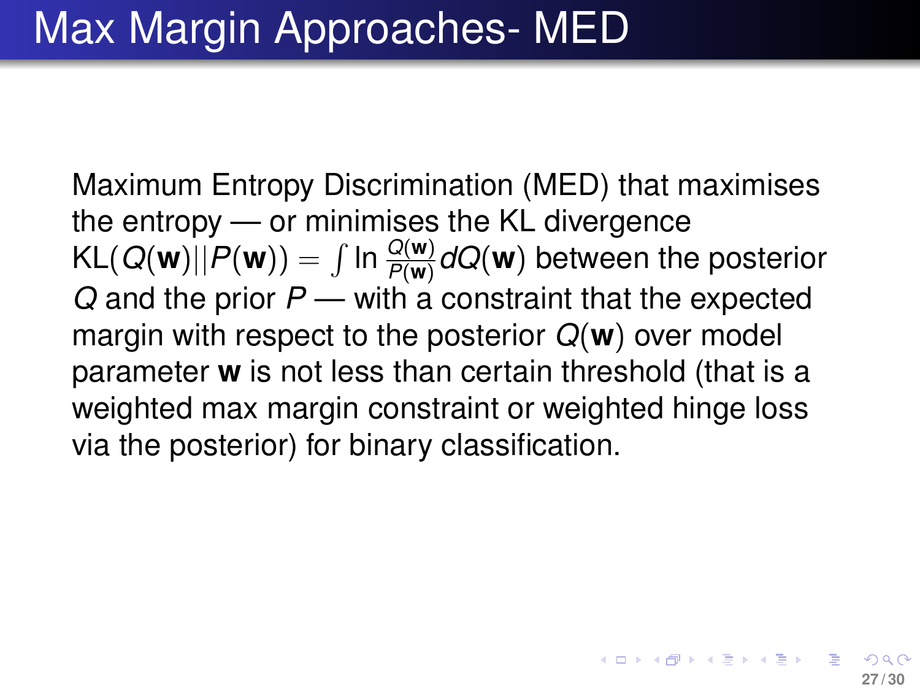# Max Margin Approaches- MED

Maximum Entropy Discrimination (MED) that maximises the entropy — or minimises the KL divergence $\mathrm{KL}(Q(\mathbf{w})||P(\mathbf{w})) = \int \ln \frac{Q(\mathbf{w})}{P(\mathbf{w})} dQ(\mathbf{w})$ between the posterior $Q$ and the prior $P$ — with a constraint that the expected margin with respect to the posterior $Q(\mathbf{w})$ over model parameter $\mathbf{w}$ is not less than certain threshold (that is a weighted max margin constraint or weighted hinge loss via the posterior) for binary classification.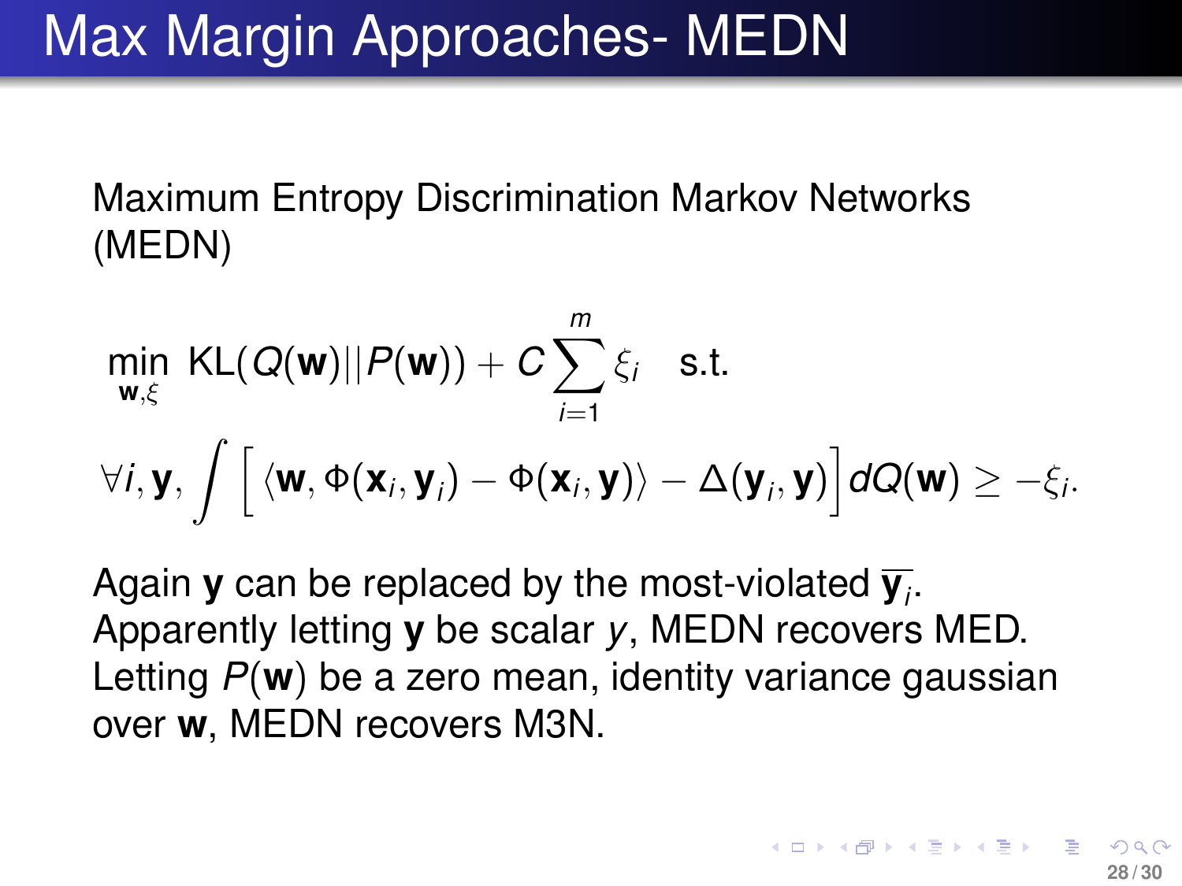# Max Margin Approaches- MEDN

Maximum Entropy Discrimination Markov Networks (MEDN)

$$
\min_{\mathbf{w},\xi} \; \mathrm{KL}(Q(\mathbf{w}) || P(\mathbf{w})) + C \sum_{i=1}^{m} \xi_i \quad \text{s.t.}
$$

$$
\forall i, \mathbf{y}, \int \Big[ \langle \mathbf{w}, \Phi(\mathbf{x}_i, \mathbf{y}_i) - \Phi(\mathbf{x}_i, \mathbf{y}) \rangle - \Delta(\mathbf{y}_i, \mathbf{y}) \Big] dQ(\mathbf{w}) \geq -\xi_i.
$$

Again $\mathbf{y}$ can be replaced by the most-violated $\overline{\mathbf{y}_i}$. Apparently letting $\mathbf{y}$ be scalar $y$, MEDN recovers MED. Letting $P(\mathbf{w})$ be a zero mean, identity variance gaussian over $\mathbf{w}$, MEDN recovers M3N.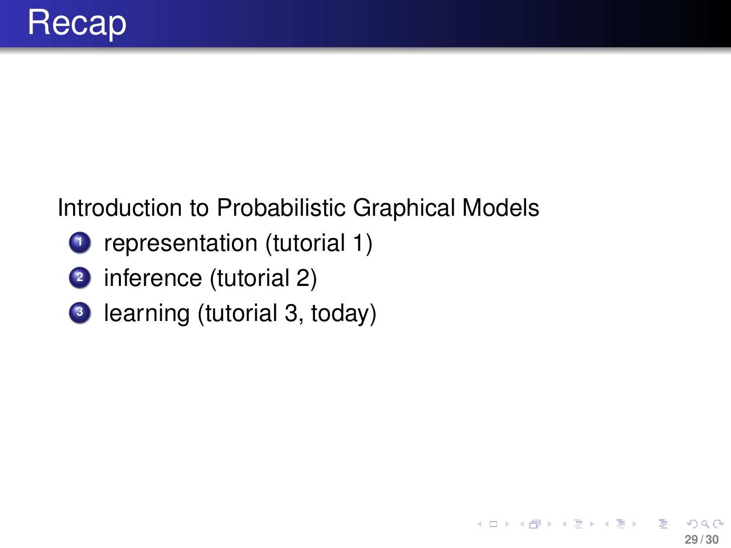# Recap

Introduction to Probabilistic Graphical Models

1. representation (tutorial 1)
2. inference (tutorial 2)
3. learning (tutorial 3, today)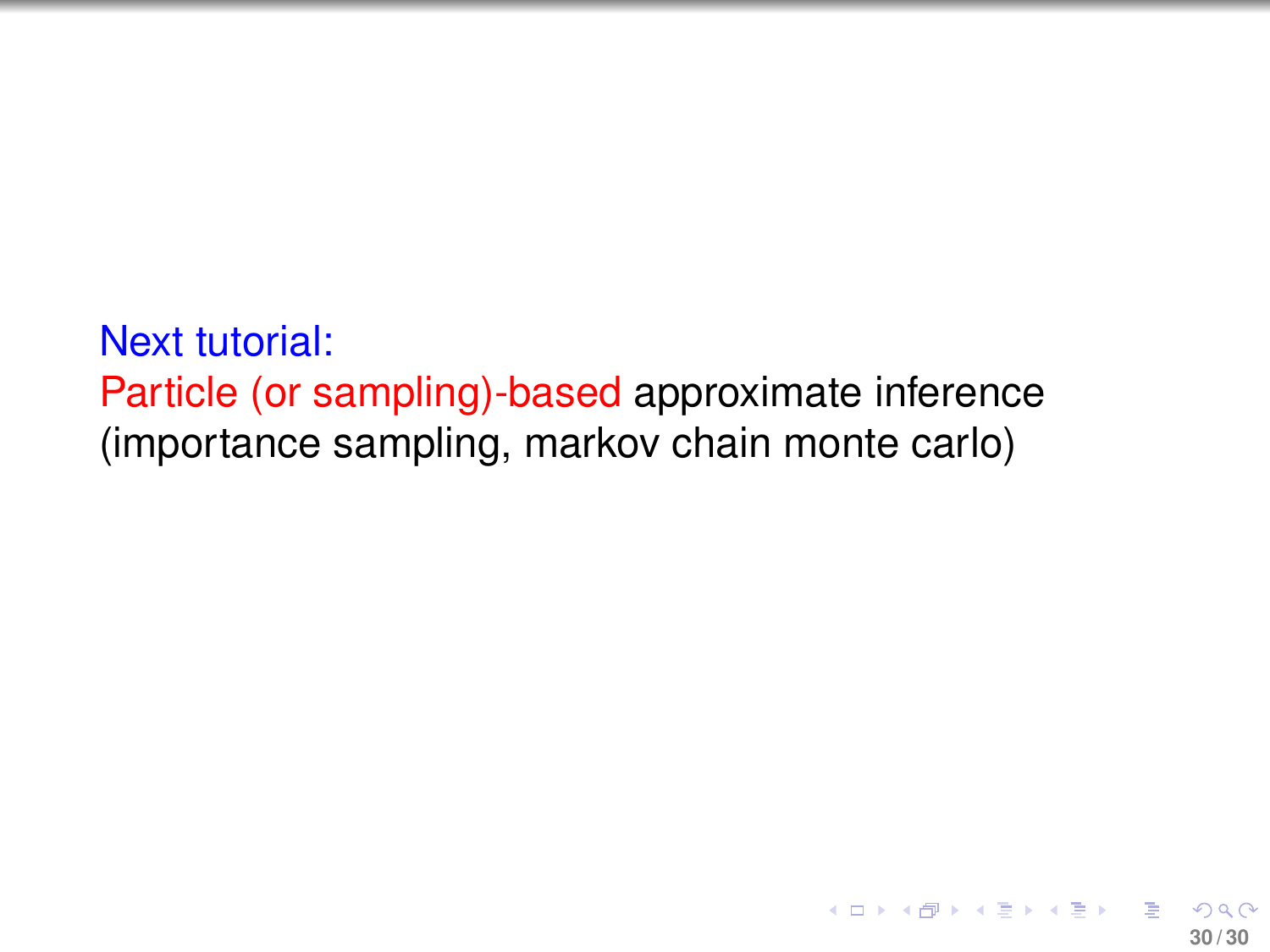Next tutorial:
Particle (or sampling)-based approximate inference
(importance sampling, markov chain monte carlo)